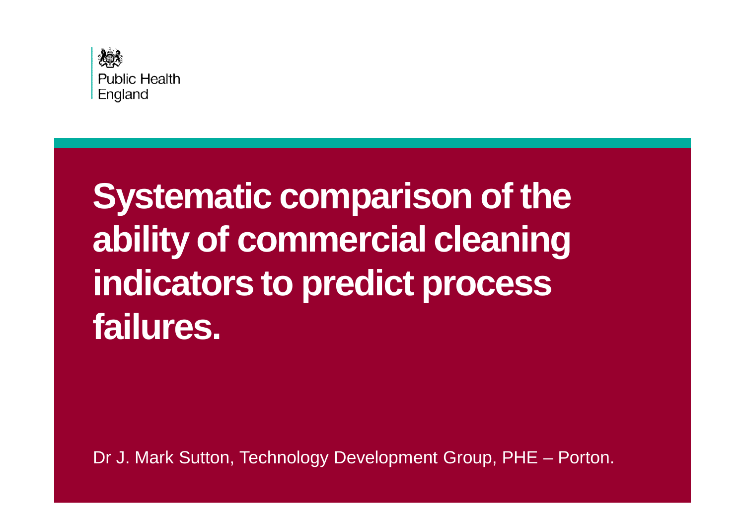Public Health England

# Systematic comparison of the ability of commercial cleaning indicators to predict process failures.

Dr J. Mark Sutton, Technology Development Group, PHE – Porton.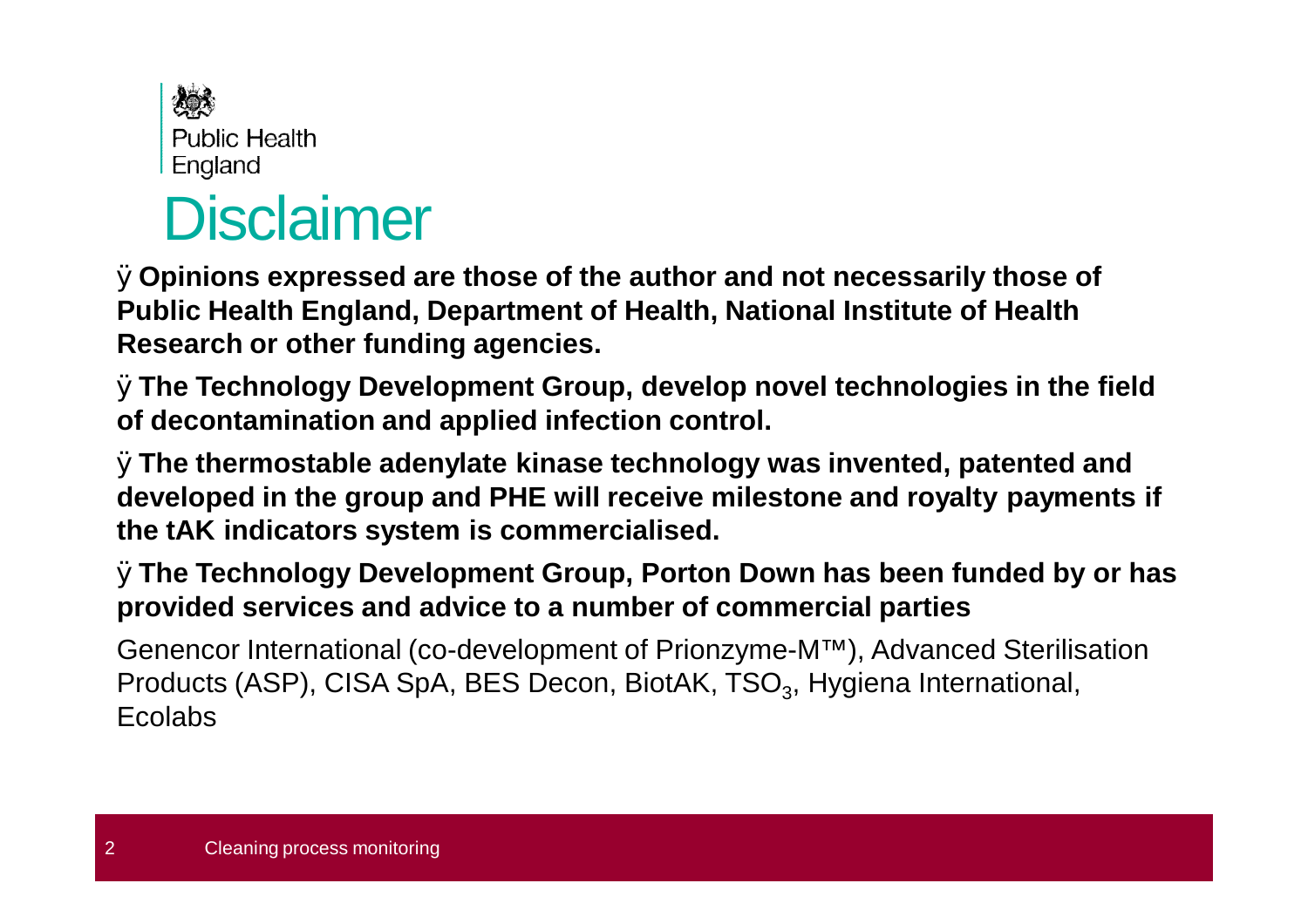# Disclaimer

- **Opinions expressed are those of the author and not necessarily those of Public Health England, Department of Health, National Institute of Health Research or other funding agencies.**
- **The Technology Development Group, develop novel technologies in the field of decontamination and applied infection control.**
- **The thermostable adenylate kinase technology was invented, patented and developed in the group and PHE will receive milestone and royalty payments if the tAK indicators system is commercialised.**
- **The Technology Development Group, Porton Down has been funded by or has provided services and advice to a number of commercial parties**

Genencor International (co-development of Prionzyme-M™), Advanced Sterilisation Products (ASP), CISA SpA, BES Decon, BiotAK, $TSO_3$, Hygiena International, Ecolabs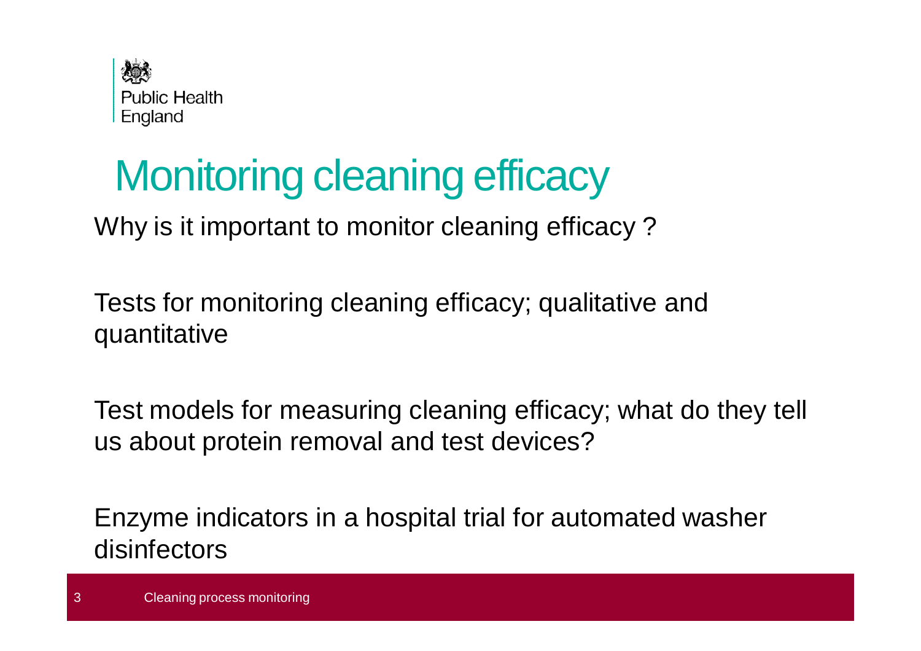# Monitoring cleaning efficacy

Why is it important to monitor cleaning efficacy ?

Tests for monitoring cleaning efficacy; qualitative and quantitative

Test models for measuring cleaning efficacy; what do they tell us about protein removal and test devices?

Enzyme indicators in a hospital trial for automated washer disinfectors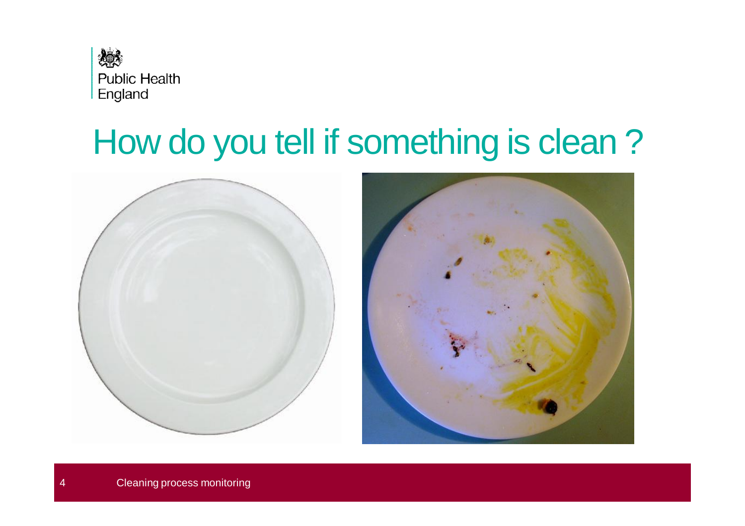# How do you tell if something is clean ?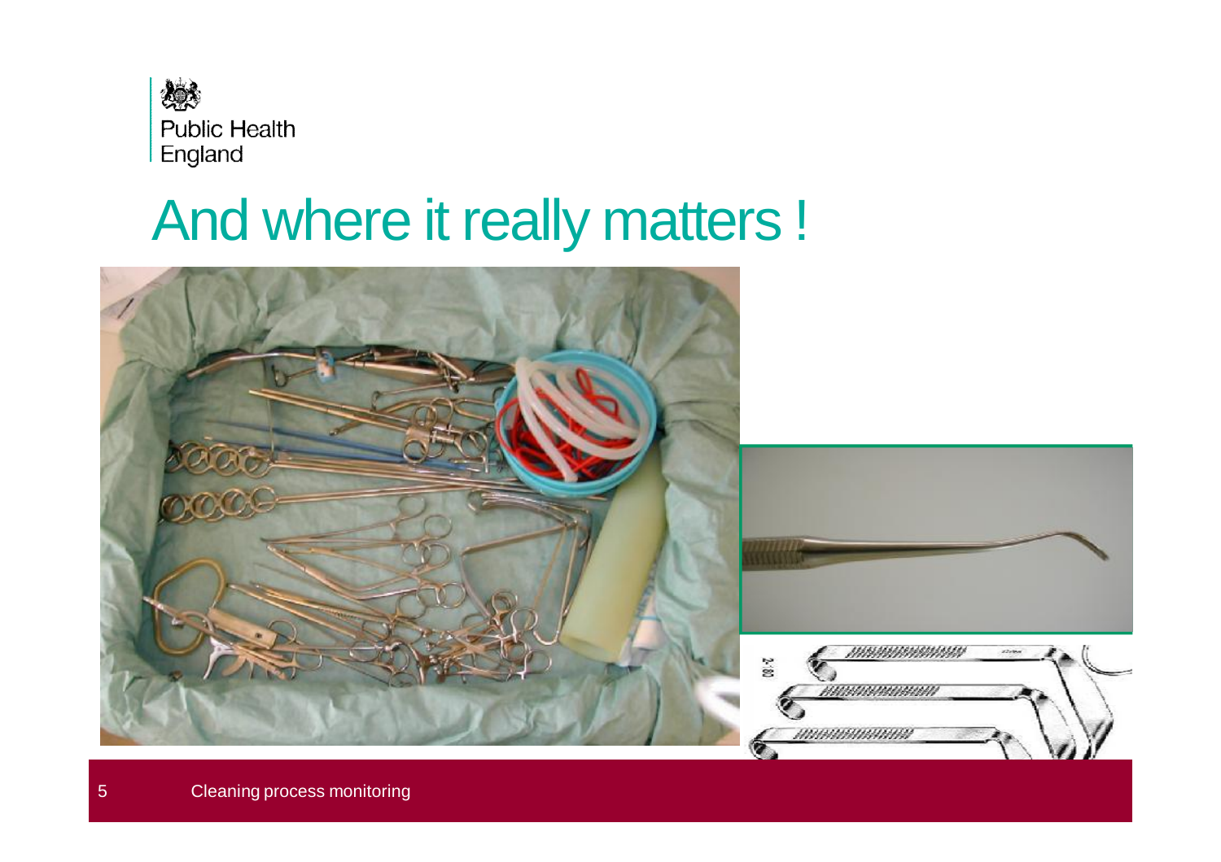# And where it really matters !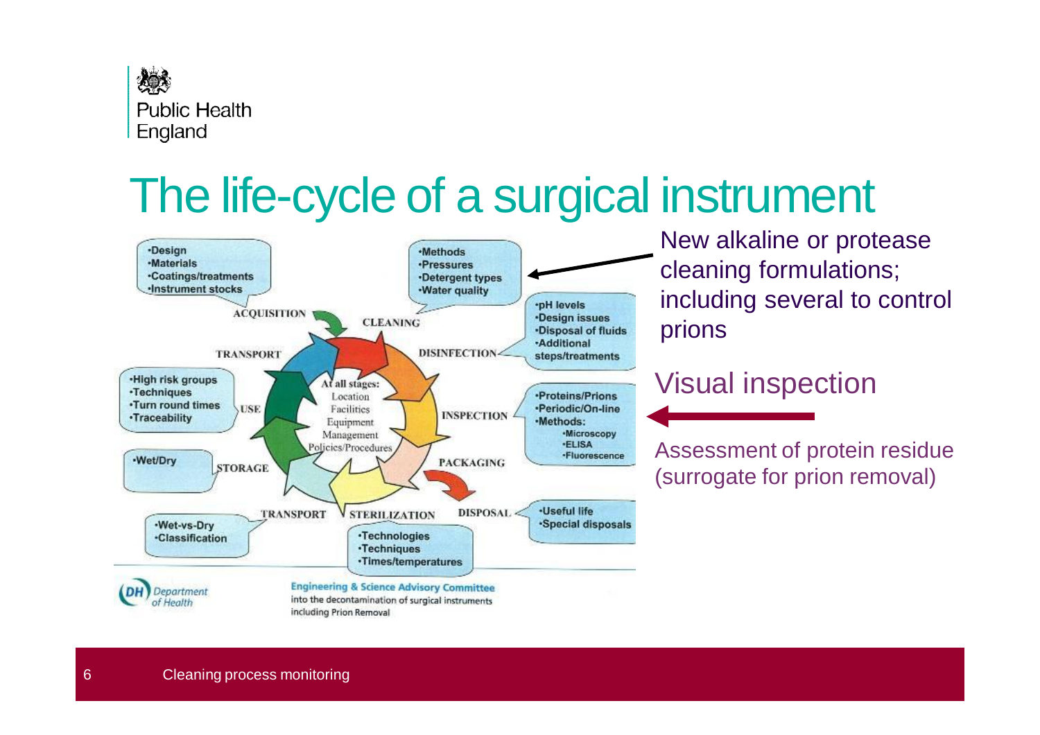# The life-cycle of a surgical instrument

- Design
- Materials
- Coatings/treatments
- Instrument stocks

ACQUISITION

- Methods
- Pressures
- Detergent types
- Water quality

CLEANING

- pH levels
- Design issues
- Disposal of fluids
- Additional steps/treatments

DISINFECTION

- Proteins/Prions
- Periodic/On-line
- Methods:
  - Microscopy
  - ELISA
  - Fluorescence

INSPECTION

PACKAGING

DISPOSAL

- Useful life
- Special disposals

STERILIZATION

- Technologies
- Techniques
- Times/temperatures

TRANSPORT

- Wet-vs-Dry
- Classification

STORAGE

- Wet/Dry

USE

- High risk groups
- Techniques
- Turn round times
- Traceability

TRANSPORT

At all stages:
Location
Facilities
Equipment
Management
Policies/Procedures

Department of Health — Engineering & Science Advisory Committee into the decontamination of surgical instruments including Prion Removal

New alkaline or protease cleaning formulations; including several to control prions

## Visual inspection

Assessment of protein residue (surrogate for prion removal)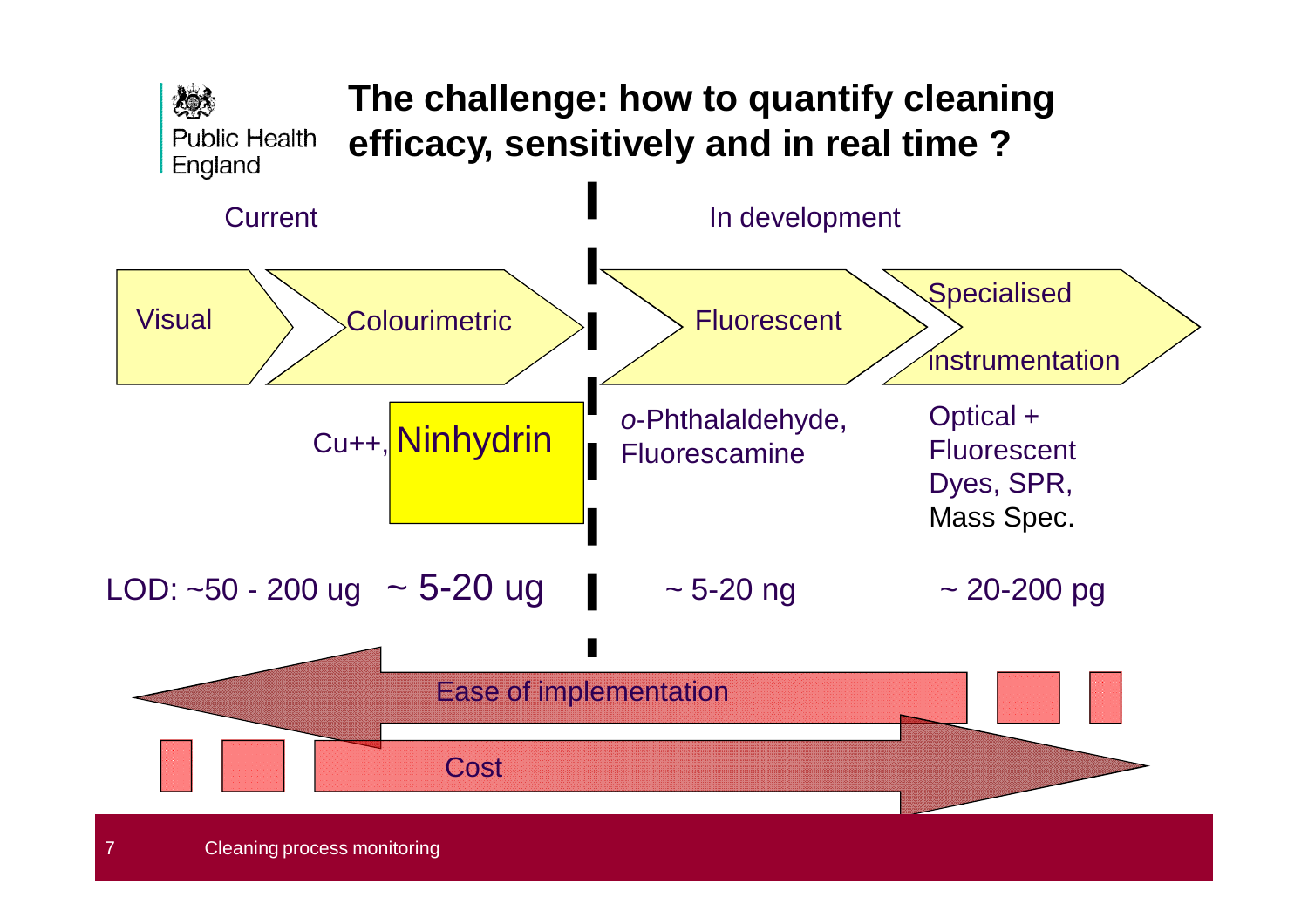# The challenge: how to quantify cleaning efficacy, sensitively and in real time ?

| | Current | | In development | |
|---|---|---|---|---|
| | Visual | Colourimetric | Fluorescent | Specialised instrumentation |
| | | $Cu^{++}$, **Ninhydrin** | *o*-Phthalaldehyde, Fluorescamine | Optical + Fluorescent Dyes, SPR, Mass Spec. |
| LOD: | ~50 - 200 ug | ~ 5-20 ug | ~ 5-20 ng | ~ 20-200 pg |

Ease of implementation ←

Cost →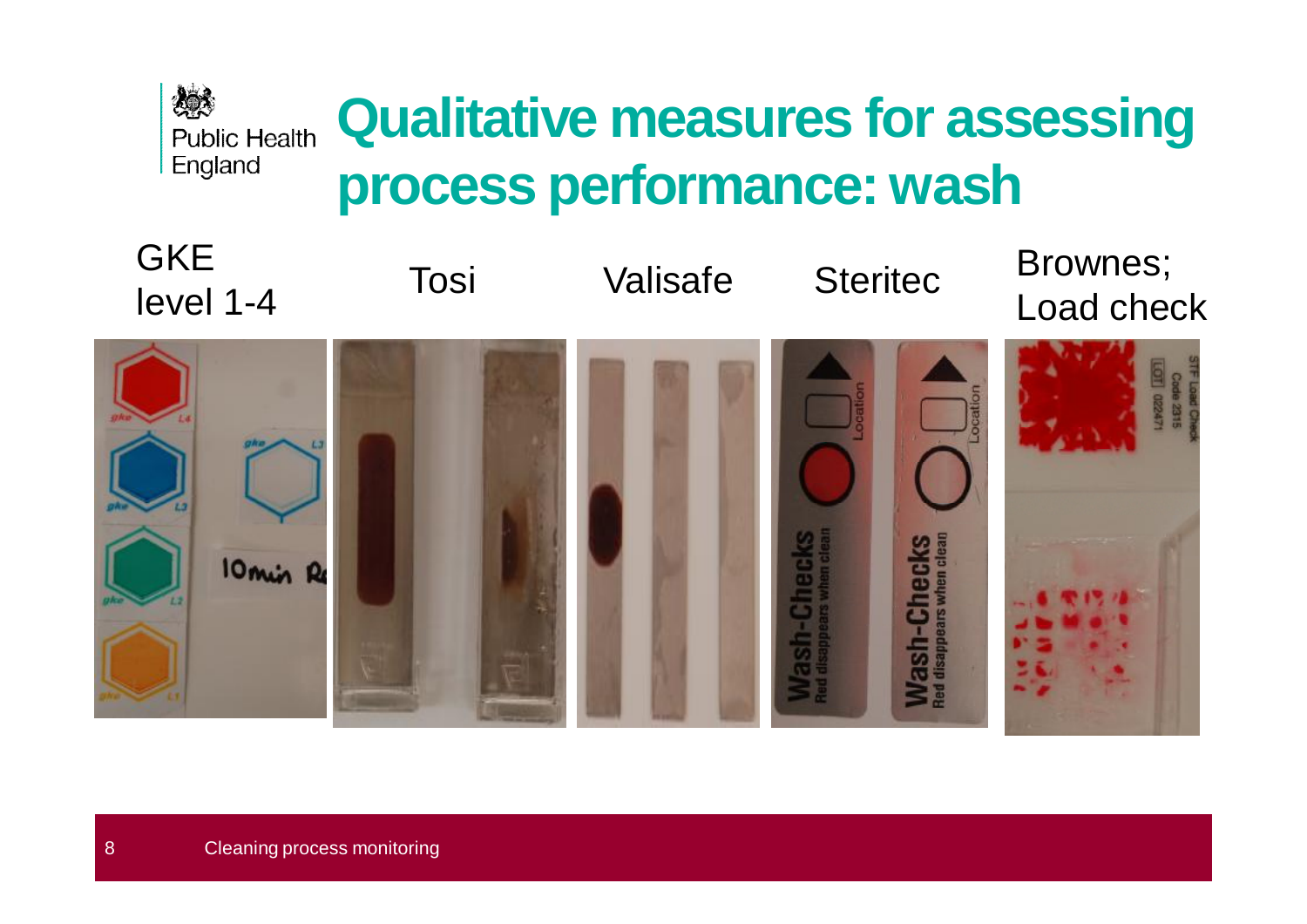# Qualitative measures for assessing process performance: wash

GKE level 1-4

Tosi

Valisafe

Steritec

Brownes; Load check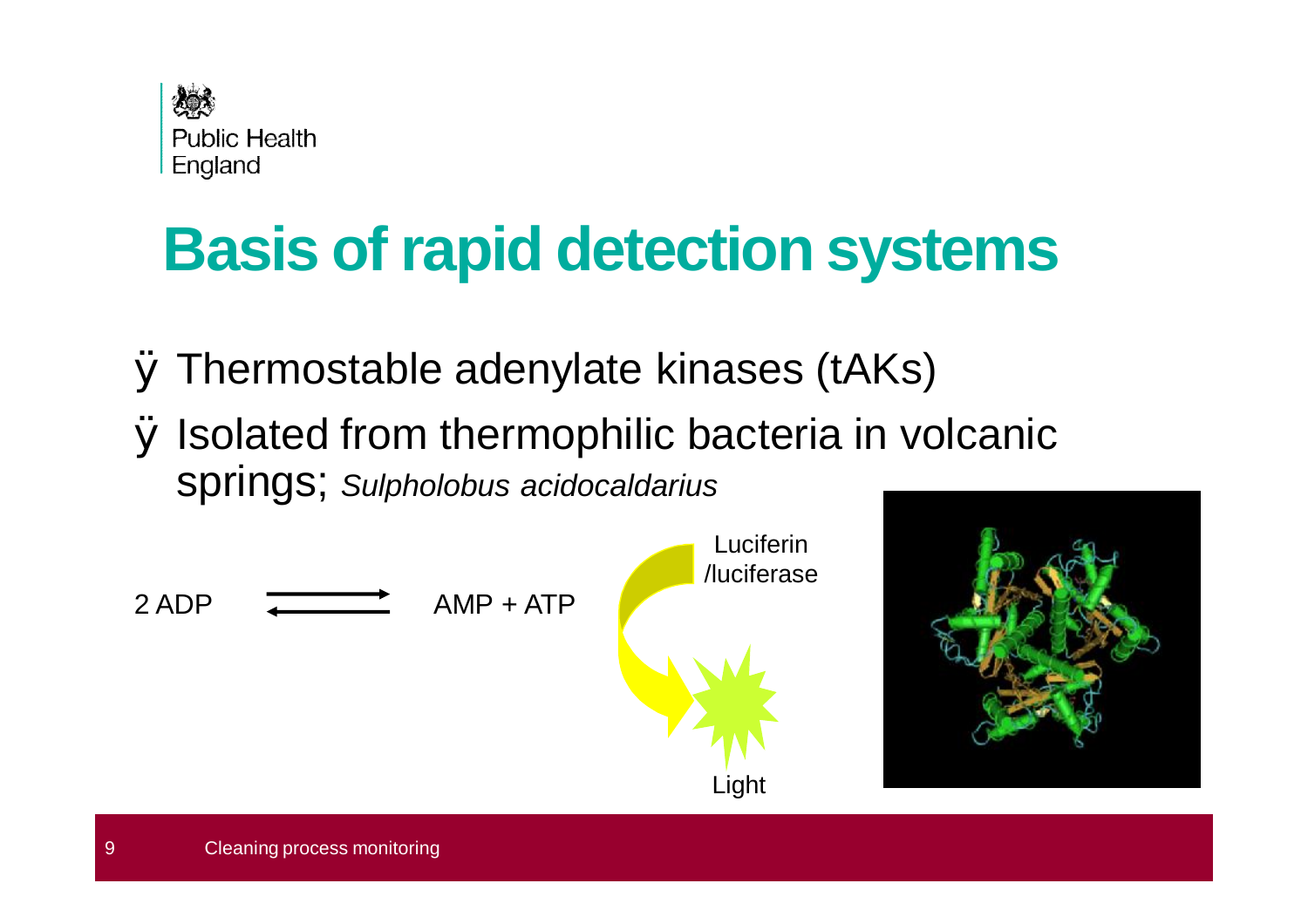# Basis of rapid detection systems

- Thermostable adenylate kinases (tAKs)
- Isolated from thermophilic bacteria in volcanic springs; *Sulpholobus acidocaldarius*

$$2\,ADP \rightleftharpoons AMP + ATP$$

Luciferin /luciferase

Light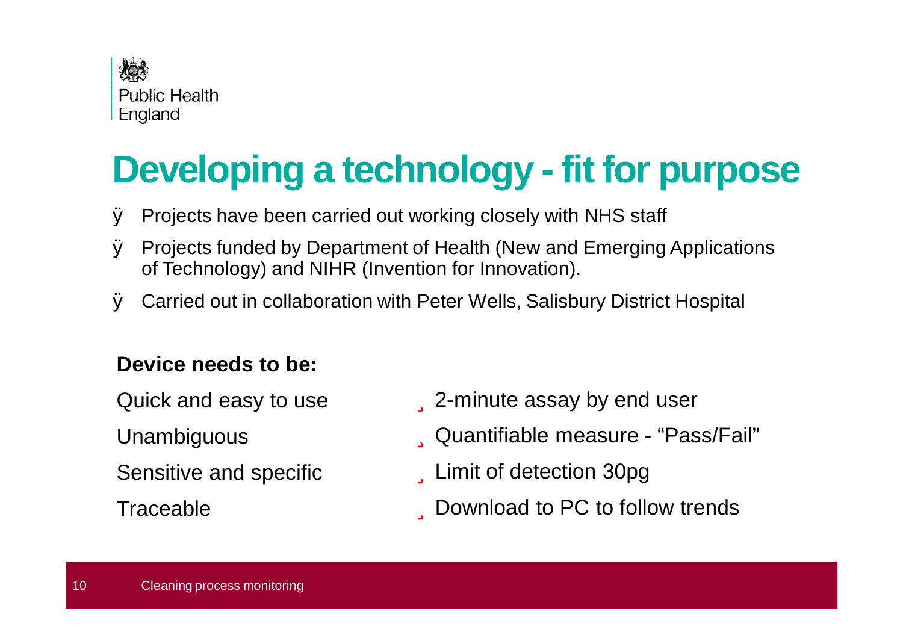# Developing a technology - fit for purpose

- Projects have been carried out working closely with NHS staff
- Projects funded by Department of Health (New and Emerging Applications of Technology) and NIHR (Invention for Innovation).
- Carried out in collaboration with Peter Wells, Salisbury District Hospital

**Device needs to be:**

| | |
|---|---|
| Quick and easy to use | 2-minute assay by end user |
| Unambiguous | Quantifiable measure - “Pass/Fail” |
| Sensitive and specific | Limit of detection 30pg |
| Traceable | Download to PC to follow trends |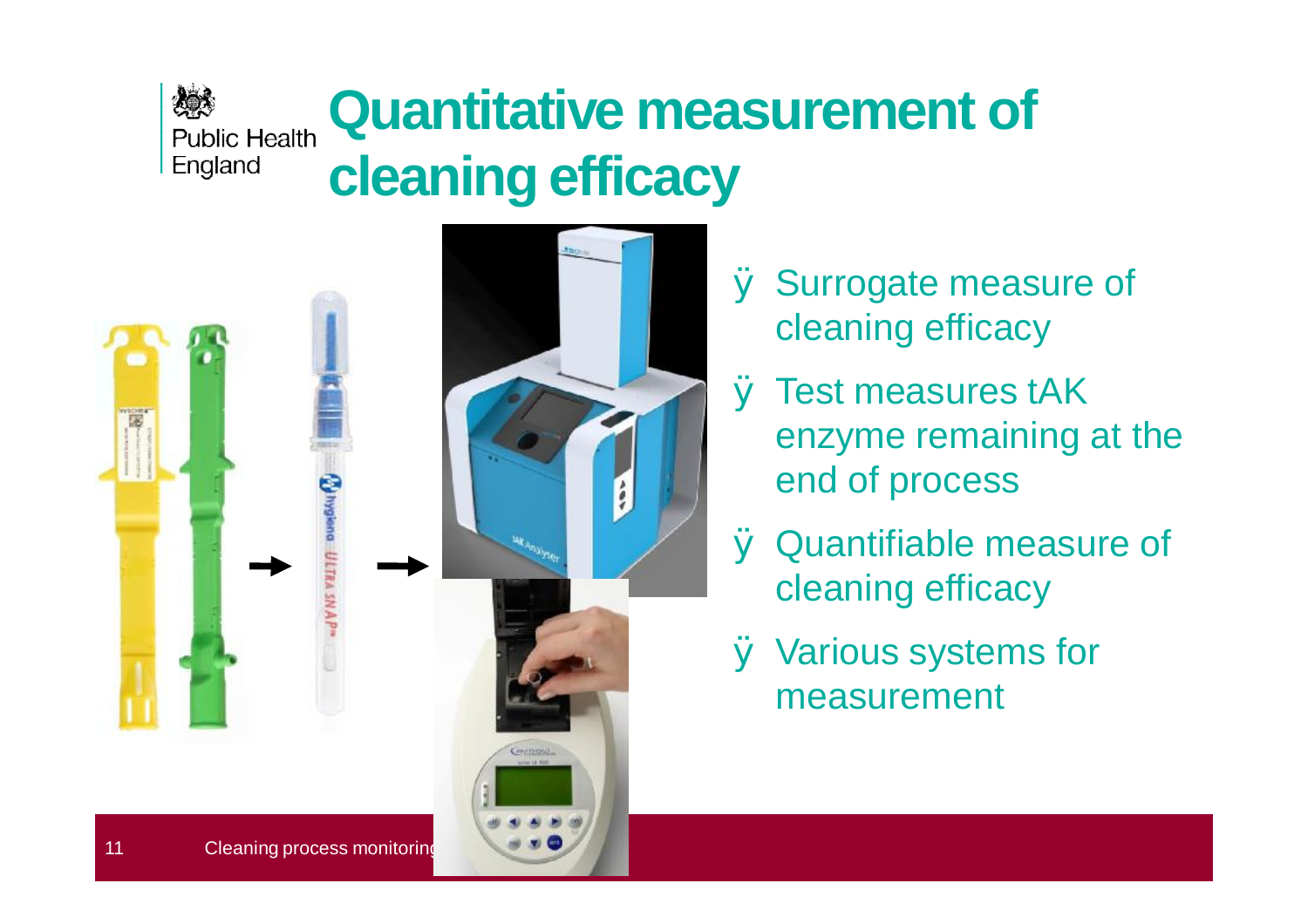# Quantitative measurement of cleaning efficacy

- Surrogate measure of cleaning efficacy
- Test measures tAK enzyme remaining at the end of process
- Quantifiable measure of cleaning efficacy
- Various systems for measurement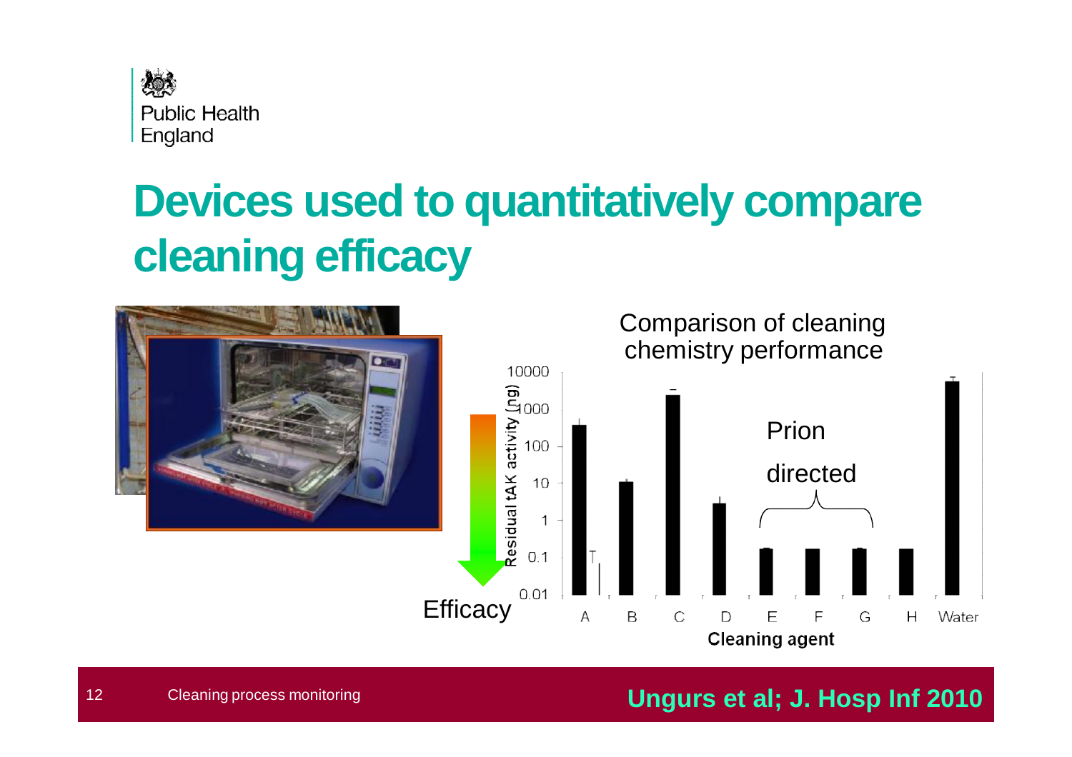# Devices used to quantitatively compare cleaning efficacy

Comparison of cleaning chemistry performance

Residual tAK activity (ng)

10000
1000
100
10
1
0.1
0.01

A B C D E F G H Water

**Cleaning agent**

Prion directed

Efficacy

**Ungurs et al; J. Hosp Inf 2010**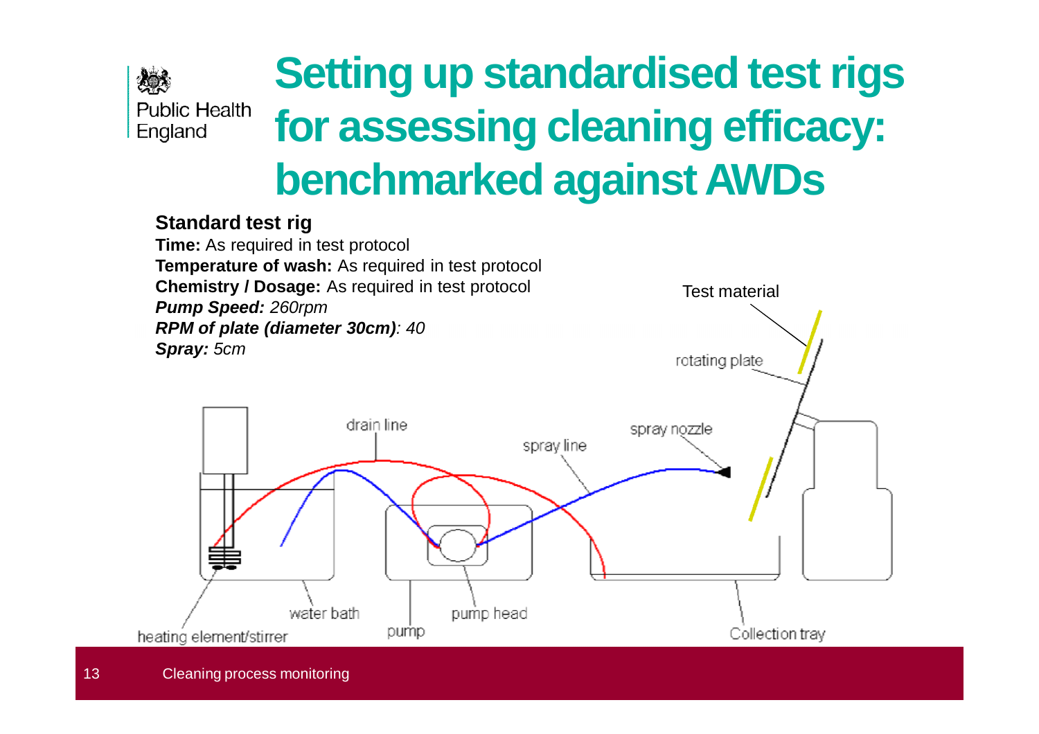# Setting up standardised test rigs for assessing cleaning efficacy: benchmarked against AWDs

**Standard test rig**

**Time:** As required in test protocol
**Temperature of wash:** As required in test protocol
**Chemistry / Dosage:** As required in test protocol
***Pump Speed:*** *260rpm*
***RPM of plate (diameter 30cm)****: 40*
***Spray:*** *5cm*

Test material

rotating plate

drain line

spray line

spray nozzle

water bath

pump

pump head

Collection tray

heating element/stirrer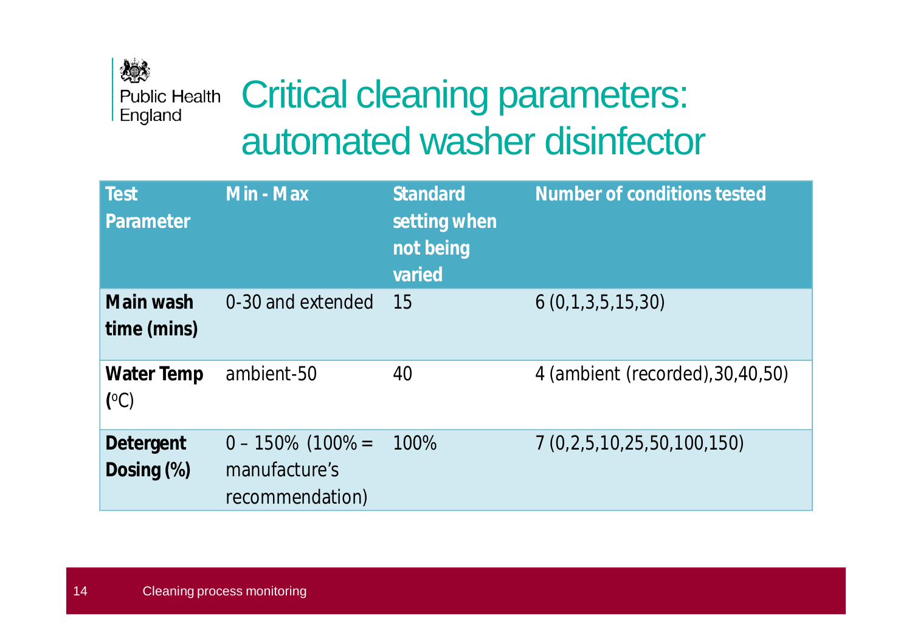# Critical cleaning parameters: automated washer disinfector

| Test Parameter | Min - Max | Standard setting when not being varied | Number of conditions tested |
|---|---|---|---|
| **Main wash time (mins)** | 0-30 and extended | 15 | 6 (0,1,3,5,15,30) |
| **Water Temp (°C)** | ambient-50 | 40 | 4 (ambient (recorded),30,40,50) |
| **Detergent Dosing (%)** | 0 – 150% (100% = manufacture's recommendation) | 100% | 7 (0,2,5,10,25,50,100,150) |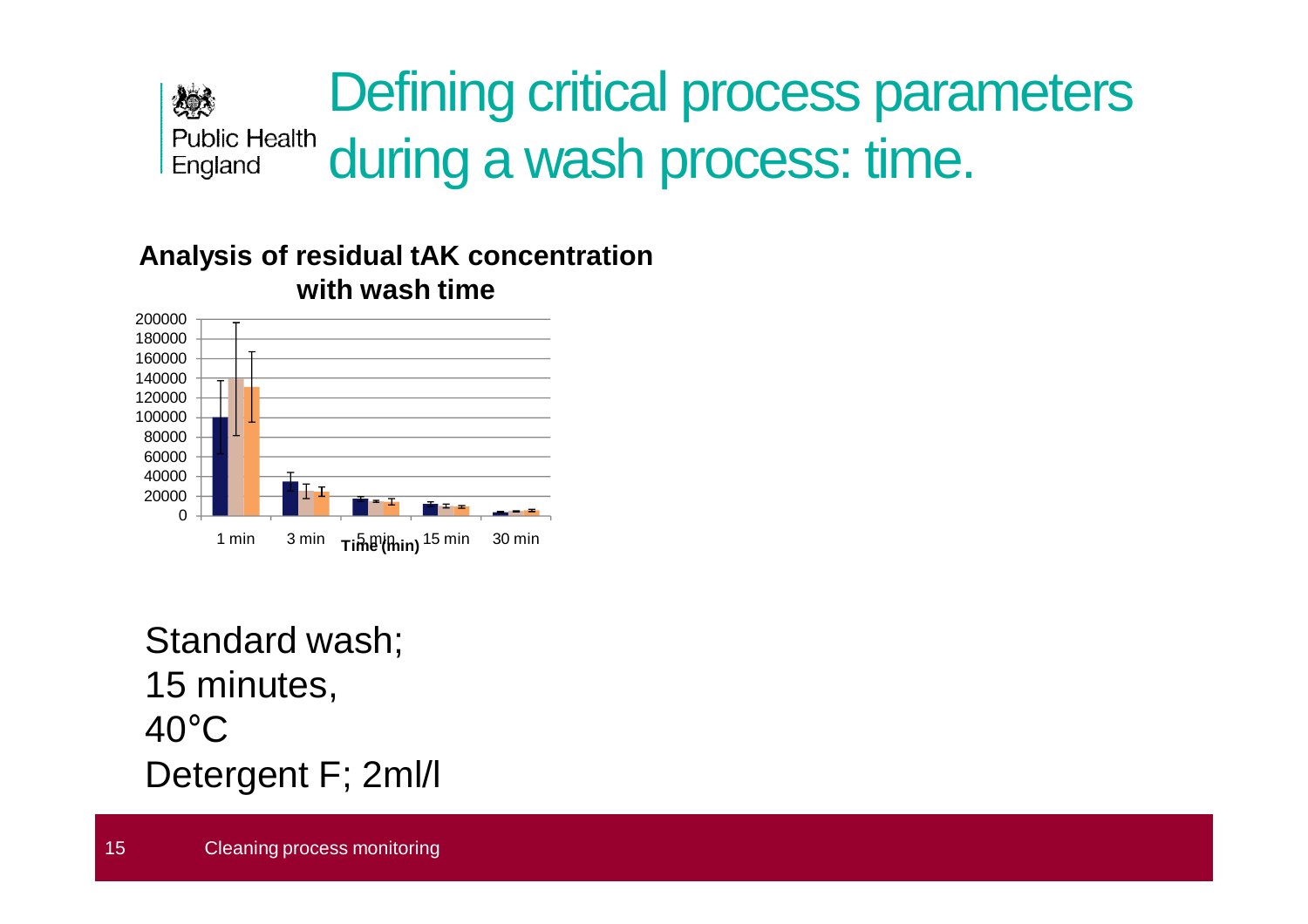# Defining critical process parameters during a wash process: time.

**Analysis of residual tAK concentration with wash time**

Standard wash;
15 minutes,
40°C
Detergent F; 2ml/l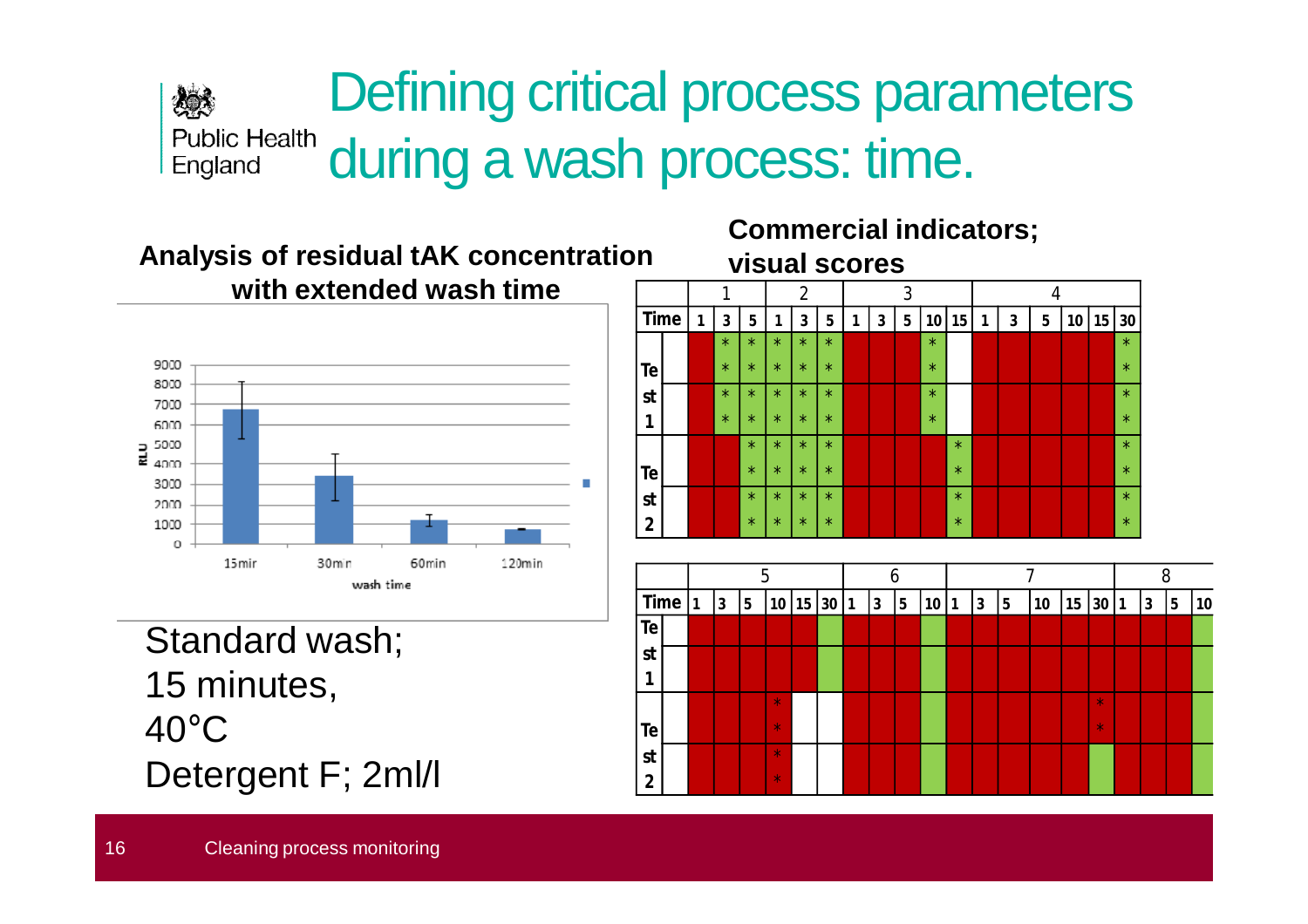# Defining critical process parameters during a wash process: time.

**Analysis of residual tAK concentration with extended wash time**

RLU

9000
8000
7000
6000
5000
4000
3000
2000
1000
0

15min 30min 60min 120min

wash time

Standard wash;
15 minutes,
40°C
Detergent F; 2ml/l

**Commercial indicators; visual scores**

| | 1 | | | 2 | | | 3 | | | | | 4 | | | | | |
|---|---|---|---|---|---|---|---|---|---|---|---|---|---|---|---|---|---|
| Time | 1 | 3 | 5 | 1 | 3 | 5 | 1 | 3 | 5 | 10 | 15 | 1 | 3 | 5 | 10 | 15 | 30 |
| Test 1 | | * | * | * | * | * | | | | * | | | | | | | * |
| | | * | * | * | * | * | | | | * | | | | | | | * |
| | | * | * | * | * | * | | | | * | | | | | | | * |
| | | * | * | * | * | * | | | | * | | | | | | | * |
| Test 2 | | | * | * | * | * | | | | | * | | | | | | * |
| | | | * | * | * | * | | | | | * | | | | | | * |
| | | | * | * | * | * | | | | | * | | | | | | * |
| | | | * | * | * | * | | | | | * | | | | | | * |

| | 5 | | | | | | 6 | | | | 7 | | | | | | 8 | | | |
|---|---|---|---|---|---|---|---|---|---|---|---|---|---|---|---|---|---|---|---|---|
| Time | 1 | 3 | 5 | 10 | 15 | 30 | 1 | 3 | 5 | 10 | 1 | 3 | 5 | 10 | 15 | 30 | 1 | 3 | 5 | 10 |
| Test 1 | | | | | | | | | | | | | | | | | | | | |
| Test 2 | | | | * | | | | | | | | | | | | * | | | | |
| | | | | * | | | | | | | | | | | | * | | | | |
| | | | | * | | | | | | | | | | | | | | | | |
| | | | | * | | | | | | | | | | | | | | | | |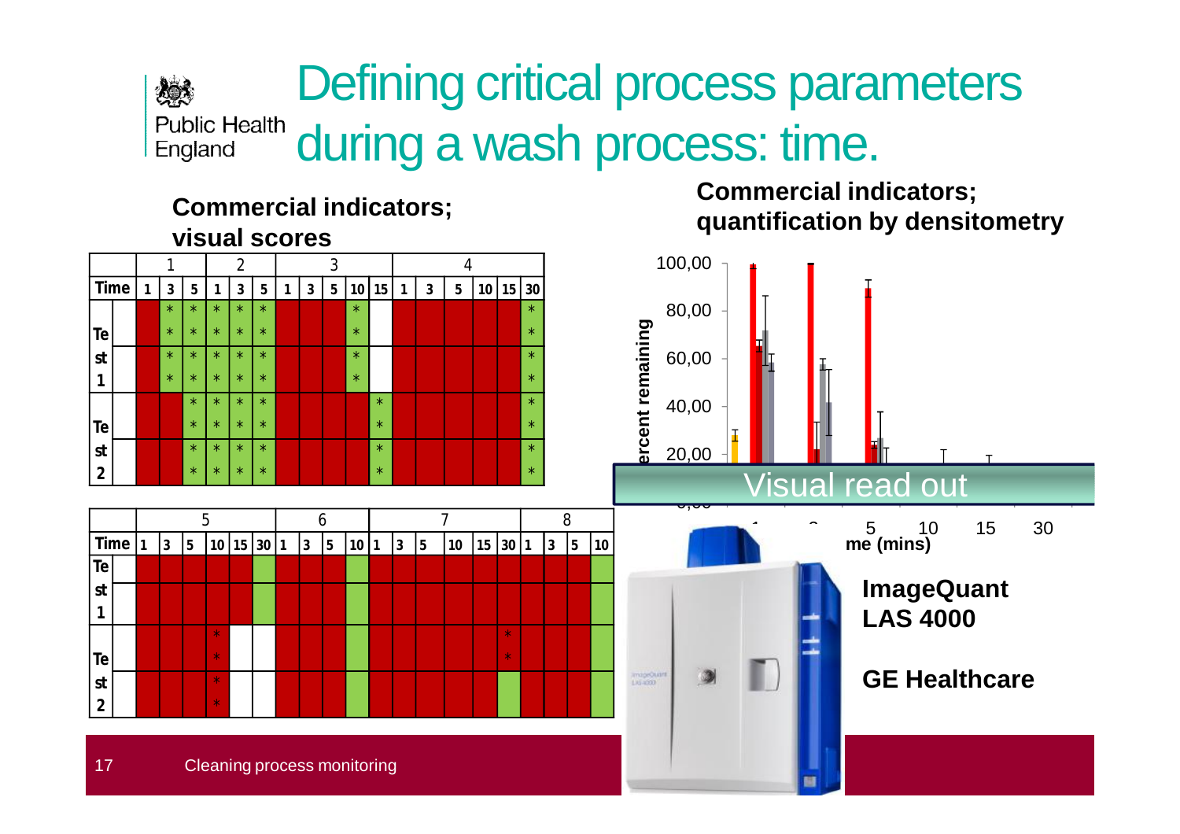# Defining critical process parameters during a wash process: time.

**Commercial indicators; visual scores**

| | 1 | | | 2 | | | 3 | | | | | 4 | | | | | |
|---|---|---|---|---|---|---|---|---|---|---|---|---|---|---|---|---|---|
| Time | 1 | 3 | 5 | 1 | 3 | 5 | 1 | 3 | 5 | 10 | 15 | 1 | 3 | 5 | 10 | 15 | 30 |
| Test 1 | | * | * | * | * | * | | | | * | | | | | | | * |
| | | * | * | * | * | * | | | | * | | | | | | | * |
| | | * | * | * | * | * | | | | * | | | | | | | * |
| | | * | * | * | * | * | | | | * | | | | | | | * |
| Test 2 | | | * | * | * | * | | | | | * | | | | | | * |
| | | | * | * | * | * | | | | | * | | | | | | * |
| | | | * | * | * | * | | | | | * | | | | | | * |
| | | | * | * | * | * | | | | | * | | | | | | * |

| | 5 | | | | | | 6 | | | | 7 | | | | | | 8 | | | |
|---|---|---|---|---|---|---|---|---|---|---|---|---|---|---|---|---|---|---|---|---|
| Time | 1 | 3 | 5 | 10 | 15 | 30 | 1 | 3 | 5 | 10 | 1 | 3 | 5 | 10 | 15 | 30 | 1 | 3 | 5 | 10 |
| Test 1 | | | | | | | | | | | | | | | | | | | | |
| Test 2 | | | | * | | | | | | | | | | | | * | | | | |
| | | | | * | | | | | | | | | | | | * | | | | |
| | | | | * | | | | | | | | | | | | | | | | |
| | | | | * | | | | | | | | | | | | | | | | |

**Commercial indicators; quantification by densitometry**

Percent remaining (0,00–100,00) vs Time (mins): 1, 3, 5, 10, 15, 30

Visual read out

**ImageQuant LAS 4000**

**GE Healthcare**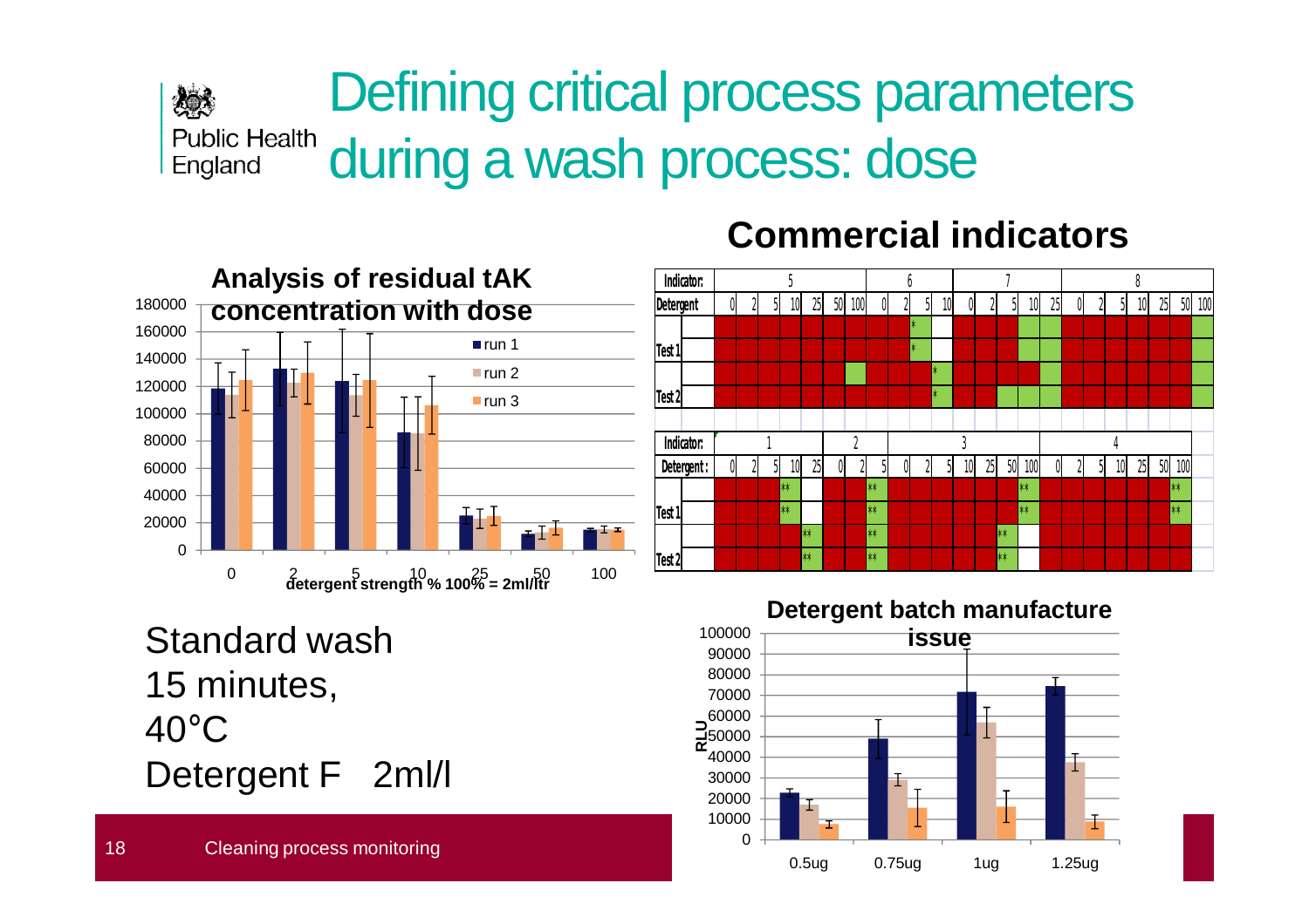# Defining critical process parameters during a wash process: dose

## Commercial indicators

**Analysis of residual tAK concentration with dose**

detergent strength % 100% = 2ml/ltr

Standard wash
15 minutes,
40°C
Detergent F 2ml/l

**Detergent batch manufacture issue**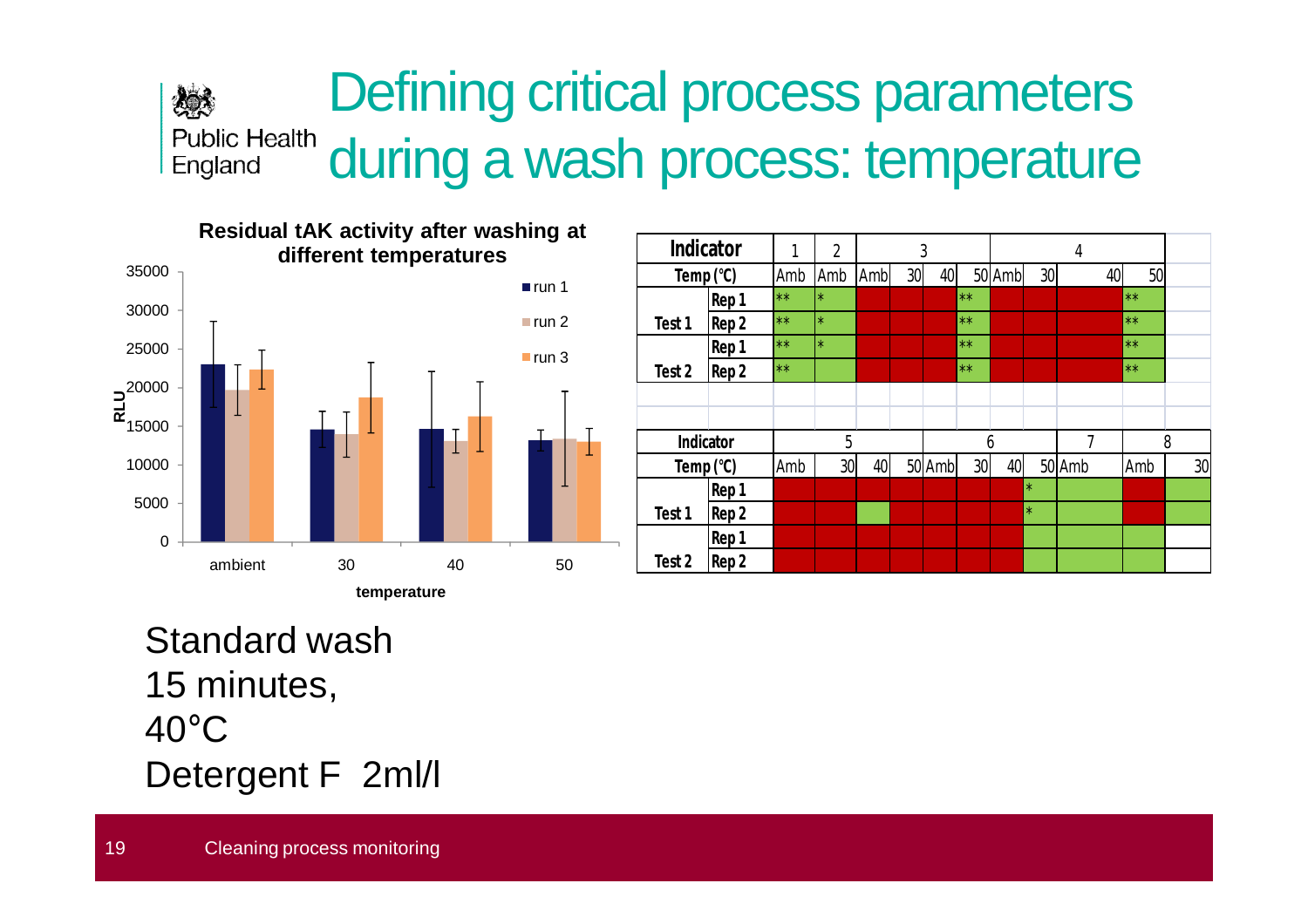# Defining critical process parameters during a wash process: temperature

**Residual tAK activity after washing at different temperatures**

| Indicator | | 1 | 2 | 3 | | | | 4 | | | |
|---|---|---|---|---|---|---|---|---|---|---|---|
| Temp (°C) | | Amb | Amb | Amb | 30 | 40 | 50 | Amb | 30 | 40 | 50 |
| Test 1 | Rep 1 | ** | * | | | | ** | | | | ** |
| | Rep 2 | ** | * | | | | ** | | | | ** |
| Test 2 | Rep 1 | ** | * | | | | ** | | | | ** |
| | Rep 2 | ** | | | | | ** | | | | ** |

| Indicator | | 5 | | | | 6 | | | | 7 | 8 | |
|---|---|---|---|---|---|---|---|---|---|---|---|---|
| Temp (°C) | | Amb | 30 | 40 | 50 | Amb | 30 | 40 | 50 | Amb | Amb | 30 |
| Test 1 | Rep 1 | | | | | | | | * | | | |
| | Rep 2 | | | | | | | | * | | | |
| Test 2 | Rep 1 | | | | | | | | | | | |
| | Rep 2 | | | | | | | | | | | |

Standard wash
15 minutes,
40°C
Detergent F 2ml/l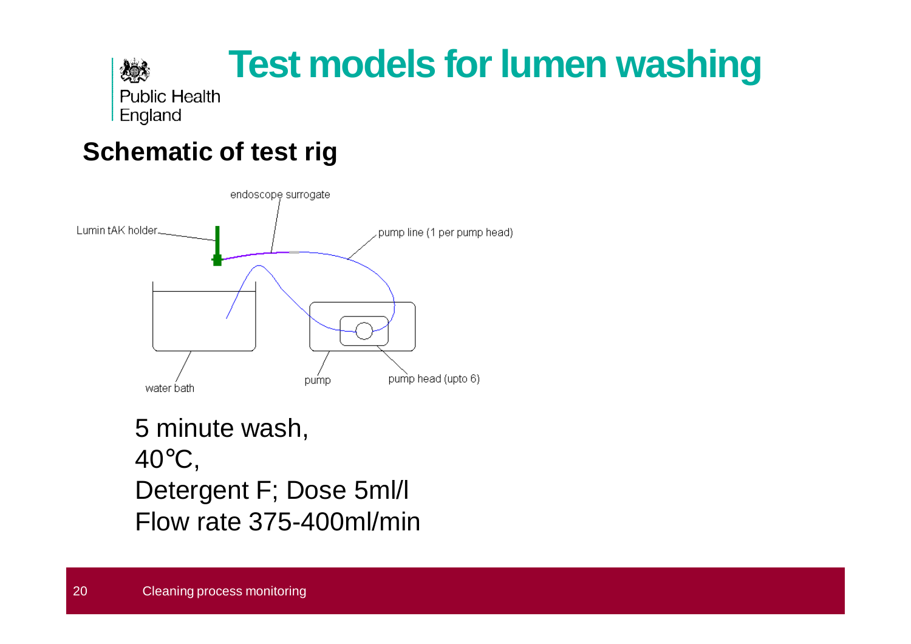# Test models for lumen washing

## Schematic of test rig

5 minute wash,
40℃,
Detergent F; Dose 5ml/l
Flow rate 375-400ml/min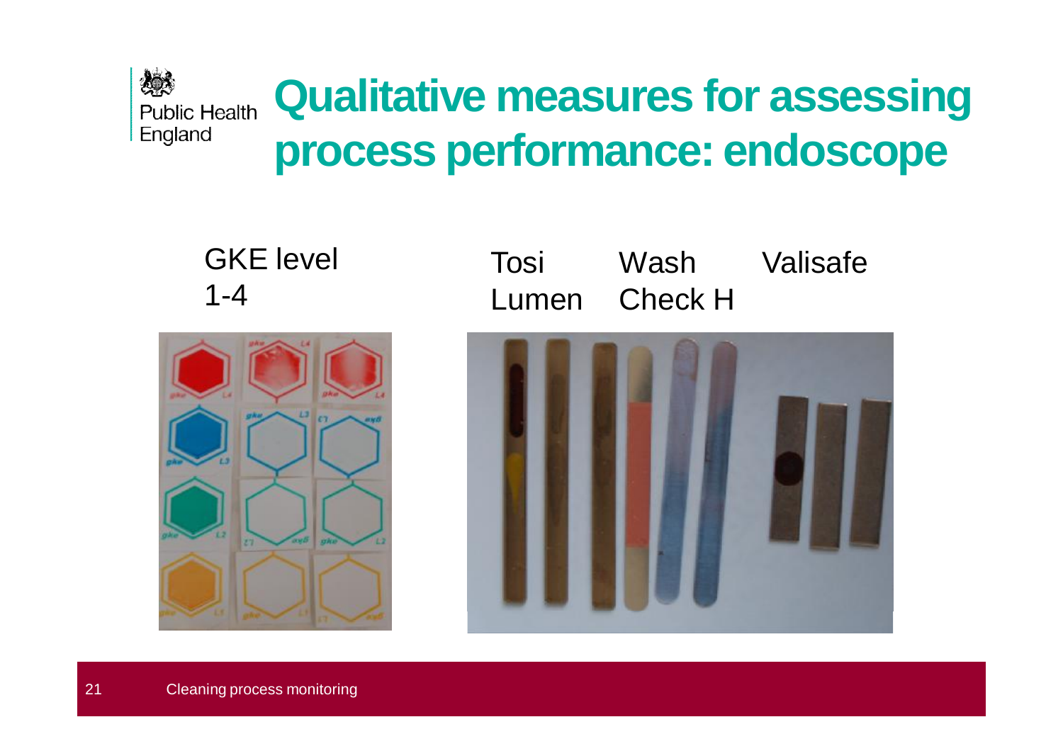# Qualitative measures for assessing process performance: endoscope

GKE level 1-4

Tosi Lumen

Wash Check H

Valisafe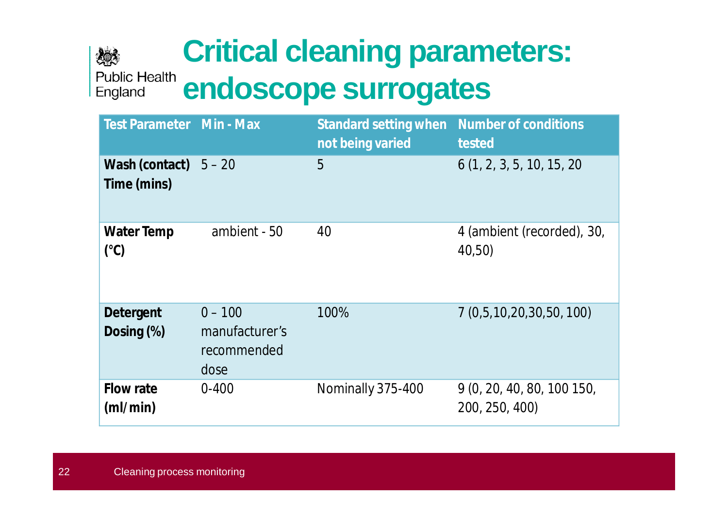# Critical cleaning parameters: endoscope surrogates

| Test Parameter | Min - Max | Standard setting when not being varied | Number of conditions tested |
|---|---|---|---|
| **Wash (contact) Time (mins)** | 5 – 20 | 5 | 6 (1, 2, 3, 5, 10, 15, 20 |
| **Water Temp (°C)** | ambient - 50 | 40 | 4 (ambient (recorded), 30, 40,50) |
| **Detergent Dosing (%)** | 0 – 100 manufacturer's recommended dose | 100% | 7 (0,5,10,20,30,50, 100) |
| **Flow rate (ml/min)** | 0-400 | Nominally 375-400 | 9 (0, 20, 40, 80, 100 150, 200, 250, 400) |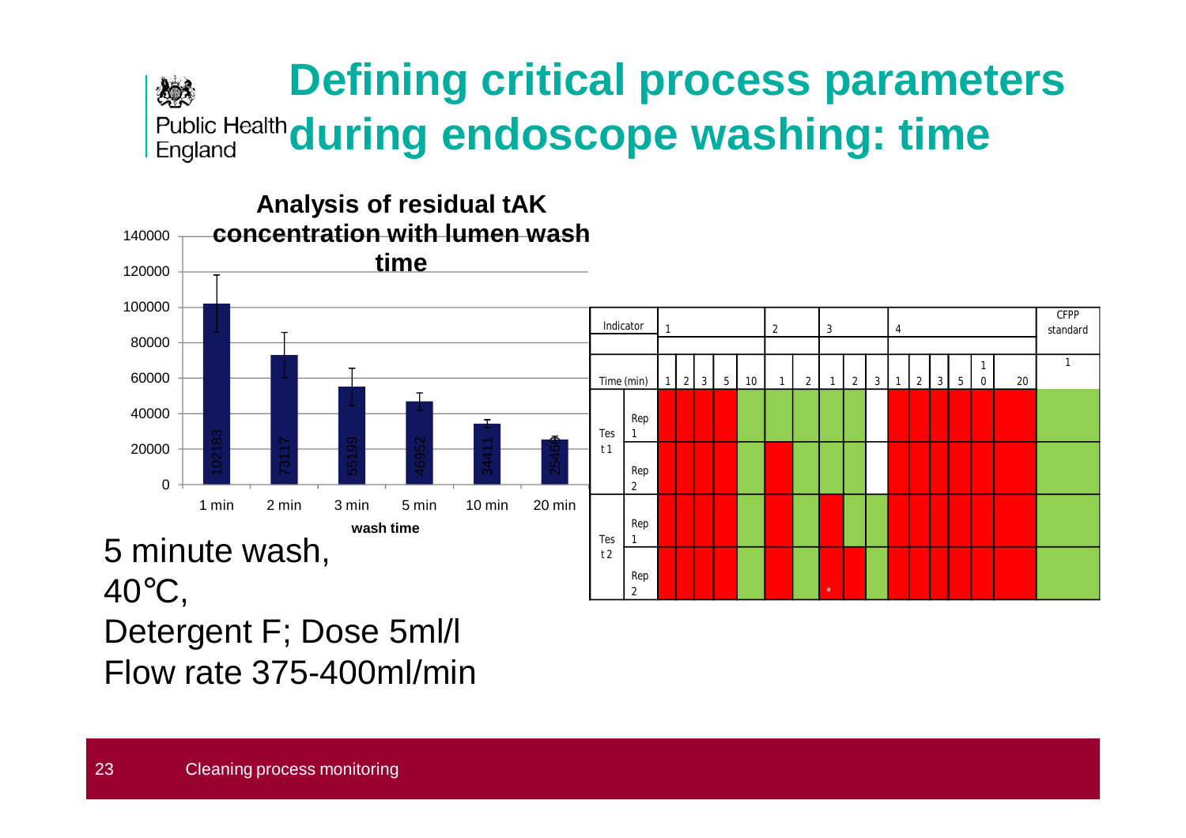# Defining critical process parameters during endoscope washing: time

**Analysis of residual tAK concentration with lumen wash time**

| wash time | 1 min | 2 min | 3 min | 5 min | 10 min | 20 min |
|---|---|---|---|---|---|---|
| tAK concentration | 102183 | 73117 | 55199 | 46952 | 34411 | 25469 |

| Indicator | | 1 | | | | | 2 | | 3 | | | 4 | | | | | | CFPP standard |
|---|---|---|---|---|---|---|---|---|---|---|---|---|---|---|---|---|---|---|
| Time (min) | | 1 | 2 | 3 | 5 | 10 | 1 | 2 | 1 | 2 | 3 | 1 | 2 | 3 | 5 | 10 | 20 | 1 |
| Test 1 | Rep 1 | red | red | red | red | green | green | green | green | green | | red | red | red | red | red | red | green |
| | Rep 2 | red | red | red | red | green | red | green | green | green | | red | red | red | red | red | red | green |
| Test 2 | Rep 1 | red | red | red | red | green | red | green | red | green | green | red | red | red | red | red | red | green |
| | Rep 2 | red | red | red | red | green | red | green | red * | red | green | red | red | red | red | red | red | green |

5 minute wash,
40°C,
Detergent F; Dose 5ml/l
Flow rate 375-400ml/min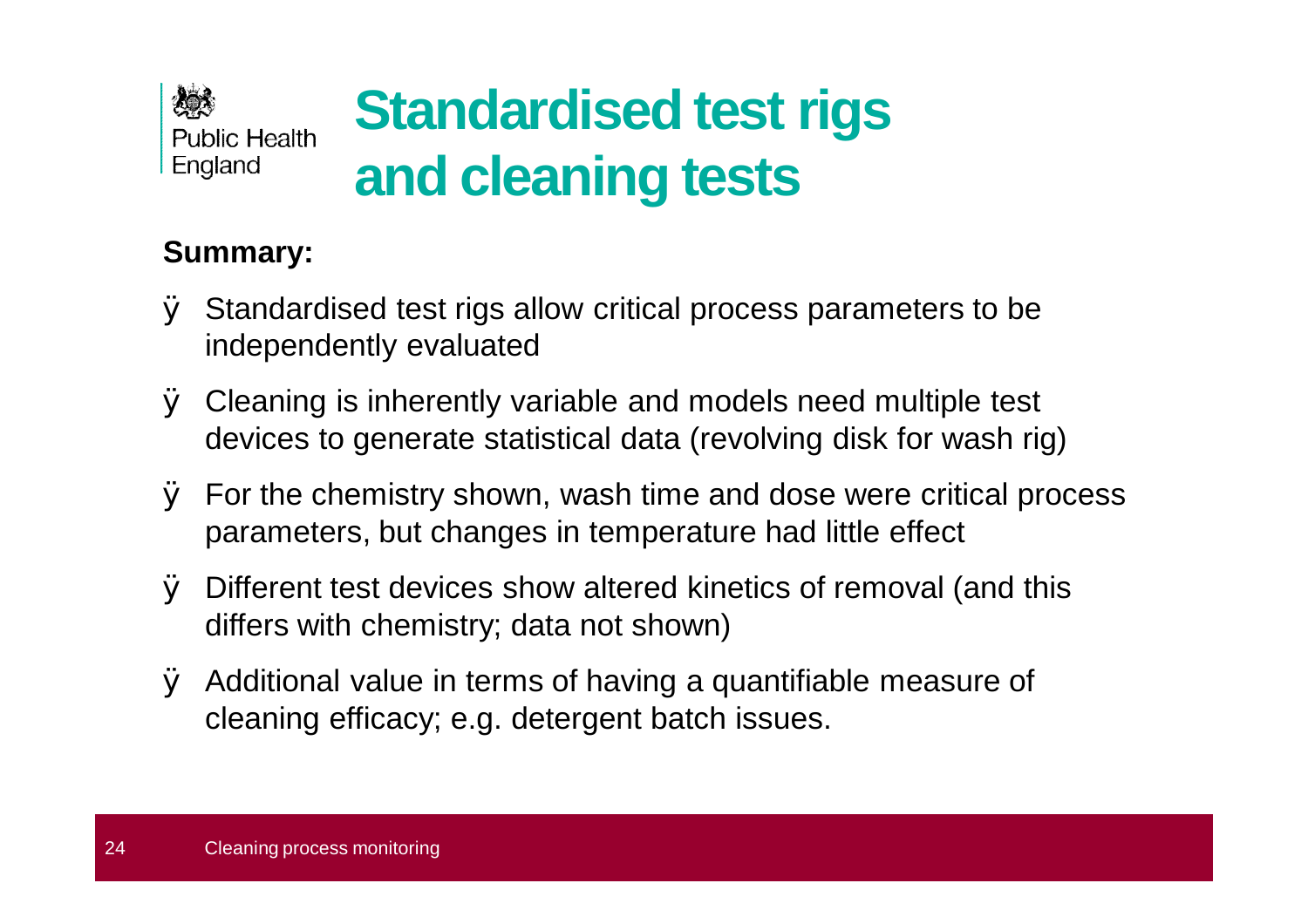# Standardised test rigs and cleaning tests

**Summary:**

- Standardised test rigs allow critical process parameters to be independently evaluated
- Cleaning is inherently variable and models need multiple test devices to generate statistical data (revolving disk for wash rig)
- For the chemistry shown, wash time and dose were critical process parameters, but changes in temperature had little effect
- Different test devices show altered kinetics of removal (and this differs with chemistry; data not shown)
- Additional value in terms of having a quantifiable measure of cleaning efficacy; e.g. detergent batch issues.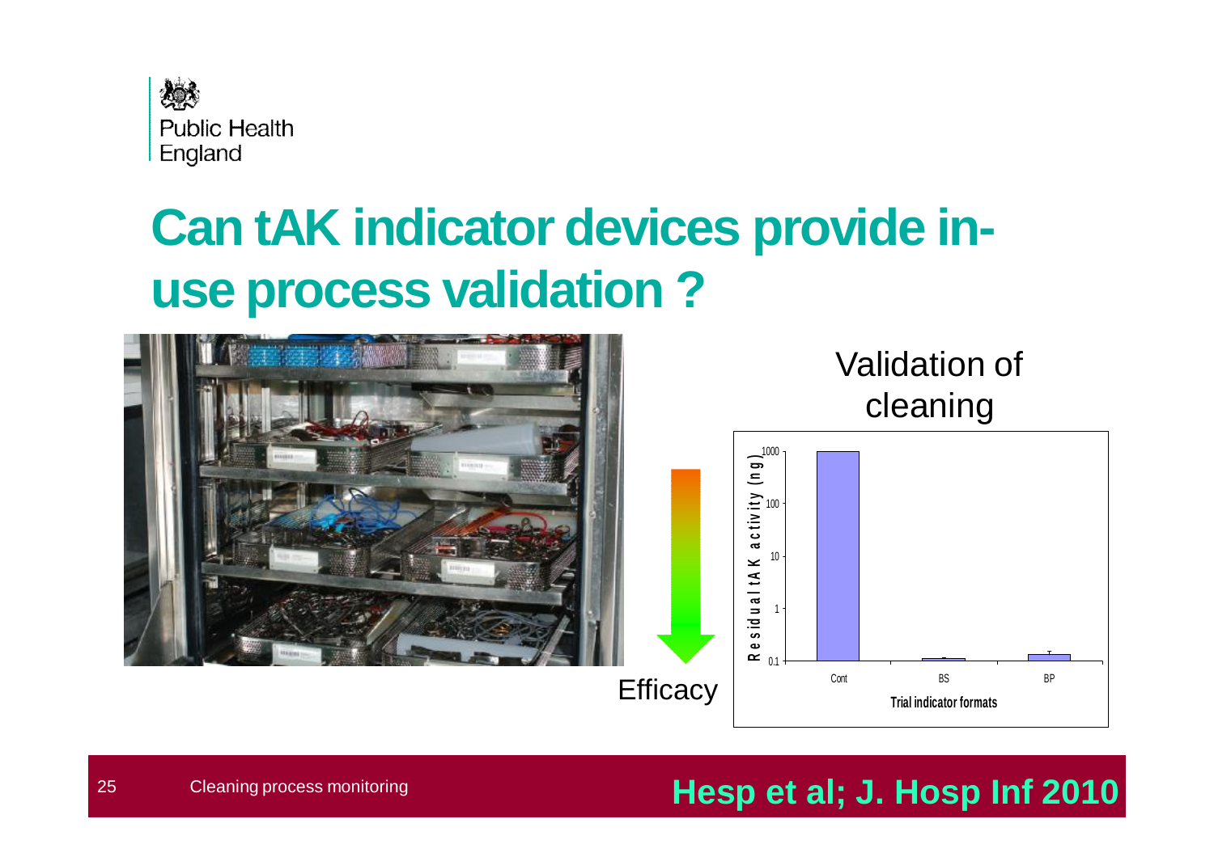# Can tAK indicator devices provide in-use process validation ?

Efficacy

Validation of cleaning

Residual tAK activity (ng)

1000

100

10

1

0.1

Cont

BS

BP

Trial indicator formats

Cleaning process monitoring

**Hesp et al; J. Hosp Inf 2010**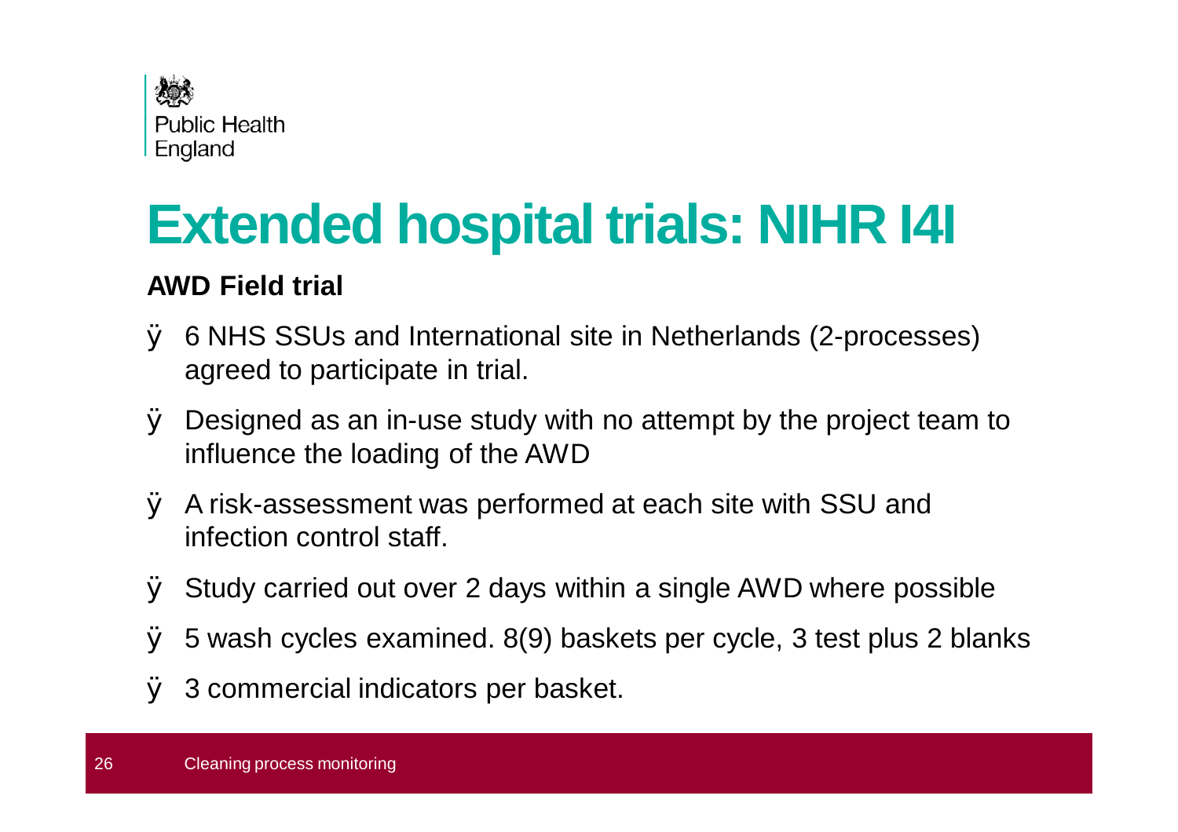# Extended hospital trials: NIHR I4I

**AWD Field trial**

- 6 NHS SSUs and International site in Netherlands (2-processes) agreed to participate in trial.
- Designed as an in-use study with no attempt by the project team to influence the loading of the AWD
- A risk-assessment was performed at each site with SSU and infection control staff.
- Study carried out over 2 days within a single AWD where possible
- 5 wash cycles examined. 8(9) baskets per cycle, 3 test plus 2 blanks
- 3 commercial indicators per basket.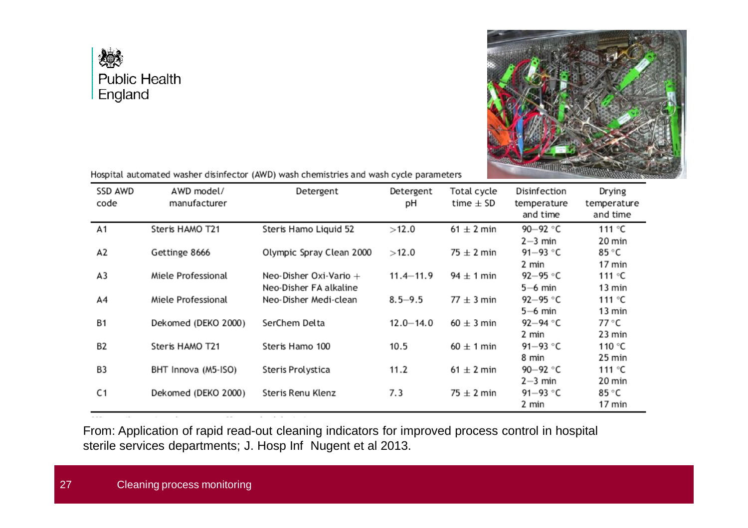Hospital automated washer disinfector (AWD) wash chemistries and wash cycle parameters

| SSD AWD code | AWD model/ manufacturer | Detergent | Detergent pH | Total cycle time ± SD | Disinfection temperature and time | Drying temperature and time |
|---|---|---|---|---|---|---|
| A1 | Steris HAMO T21 | Steris Hamo Liquid 52 | >12.0 | 61 ± 2 min | 90–92 °C 2–3 min | 111 °C 20 min |
| A2 | Gettinge 8666 | Olympic Spray Clean 2000 | >12.0 | 75 ± 2 min | 91–93 °C 2 min | 85 °C 17 min |
| A3 | Miele Professional | Neo-Disher Oxi-Vario + Neo-Disher FA alkaline | 11.4–11.9 | 94 ± 1 min | 92–95 °C 5–6 min | 111 °C 13 min |
| A4 | Miele Professional | Neo-Disher Medi-clean | 8.5–9.5 | 77 ± 3 min | 92–95 °C 5–6 min | 111 °C 13 min |
| B1 | Dekomed (DEKO 2000) | SerChem Delta | 12.0–14.0 | 60 ± 3 min | 92–94 °C 2 min | 77 °C 23 min |
| B2 | Steris HAMO T21 | Steris Hamo 100 | 10.5 | 60 ± 1 min | 91–93 °C 8 min | 110 °C 25 min |
| B3 | BHT Innova (M5-ISO) | Steris Prolystica | 11.2 | 61 ± 2 min | 90–92 °C 2–3 min | 111 °C 20 min |
| C1 | Dekomed (DEKO 2000) | Steris Renu Klenz | 7.3 | 75 ± 2 min | 91–93 °C 2 min | 85 °C 17 min |

From: Application of rapid read-out cleaning indicators for improved process control in hospital sterile services departments; J. Hosp Inf Nugent et al 2013.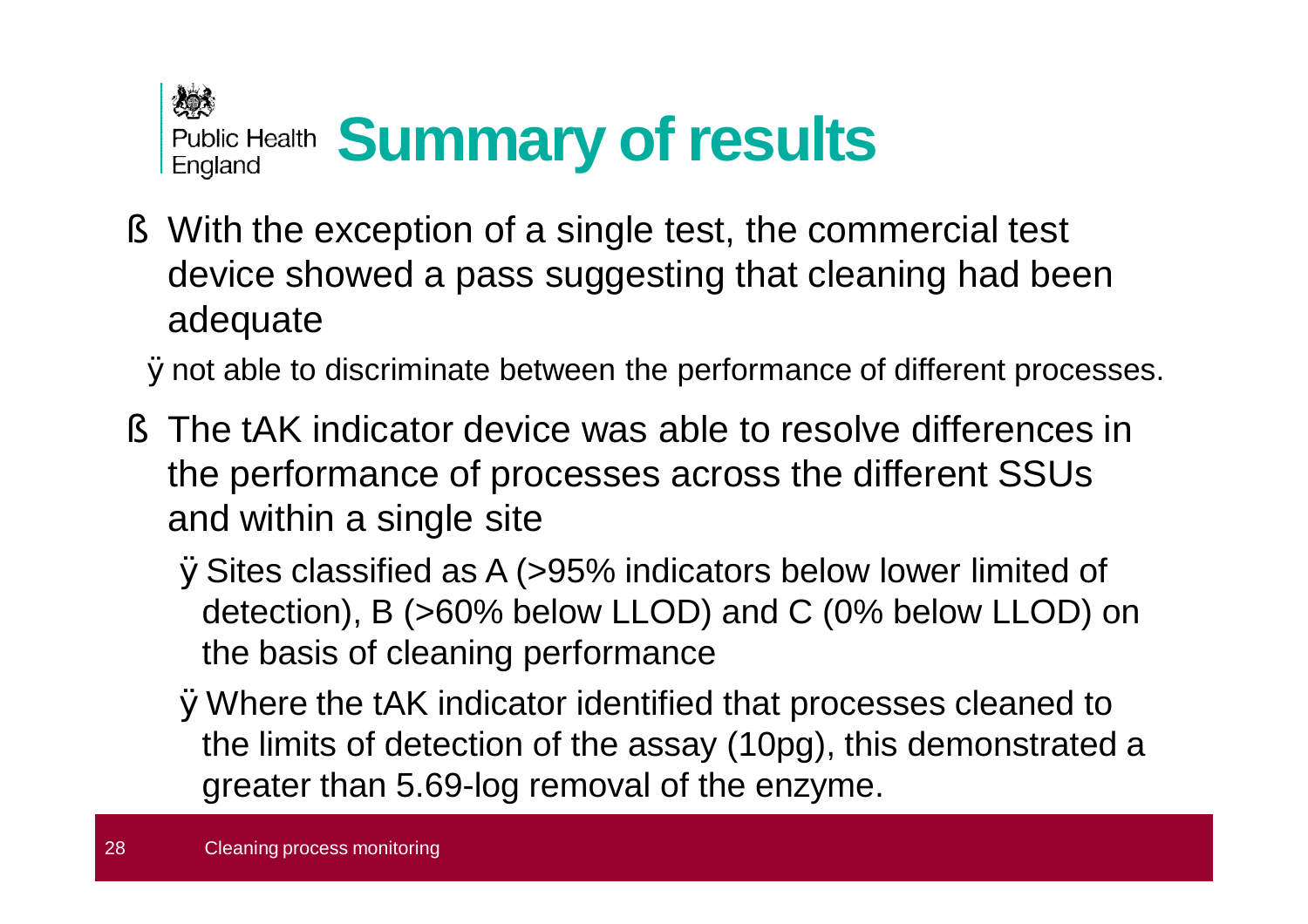# Summary of results

- With the exception of a single test, the commercial test device showed a pass suggesting that cleaning had been adequate
  - not able to discriminate between the performance of different processes.
- The tAK indicator device was able to resolve differences in the performance of processes across the different SSUs and within a single site
  - Sites classified as A (>95% indicators below lower limited of detection), B (>60% below LLOD) and C (0% below LLOD) on the basis of cleaning performance
  - Where the tAK indicator identified that processes cleaned to the limits of detection of the assay (10pg), this demonstrated a greater than 5.69-log removal of the enzyme.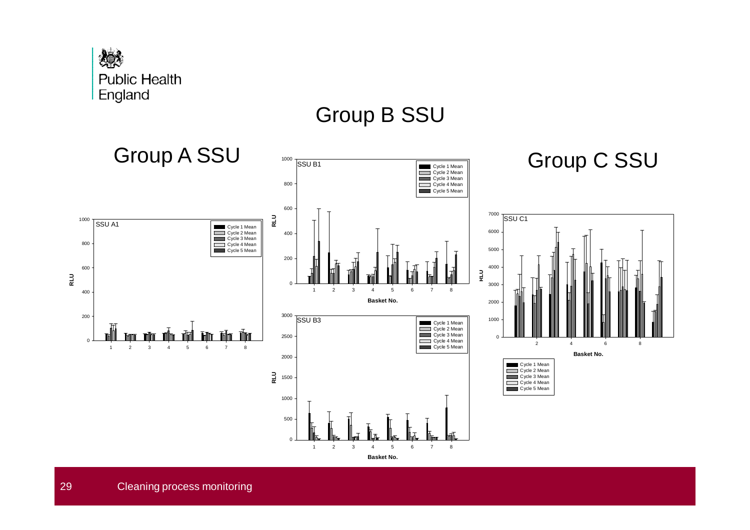# Group B SSU

## Group A SSU

SSU A1

## Group C SSU

SSU C1

SSU B1

SSU B3

Cleaning process monitoring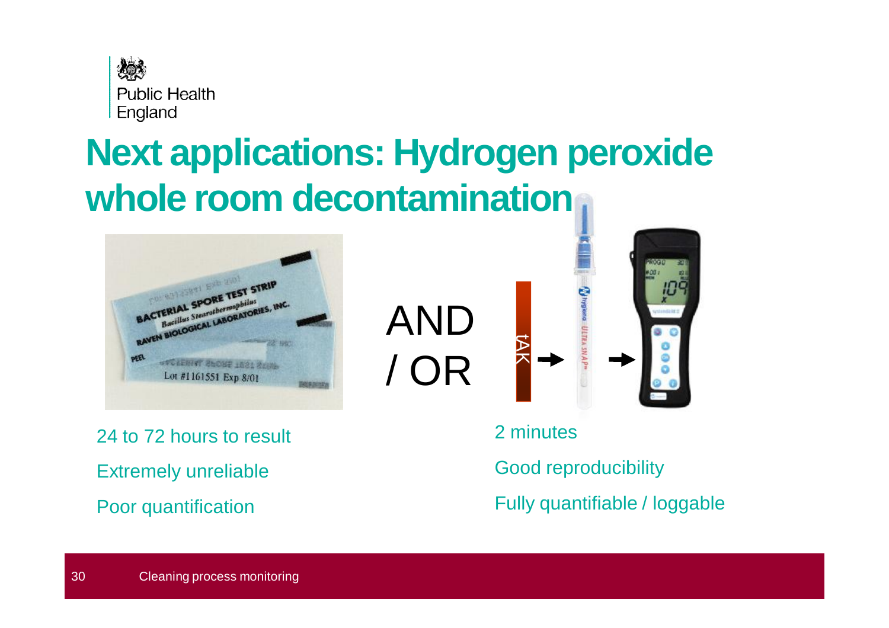# Next applications: Hydrogen peroxide whole room decontamination

AND / OR

tAK

24 to 72 hours to result

Extremely unreliable

Poor quantification

2 minutes

Good reproducibility

Fully quantifiable / loggable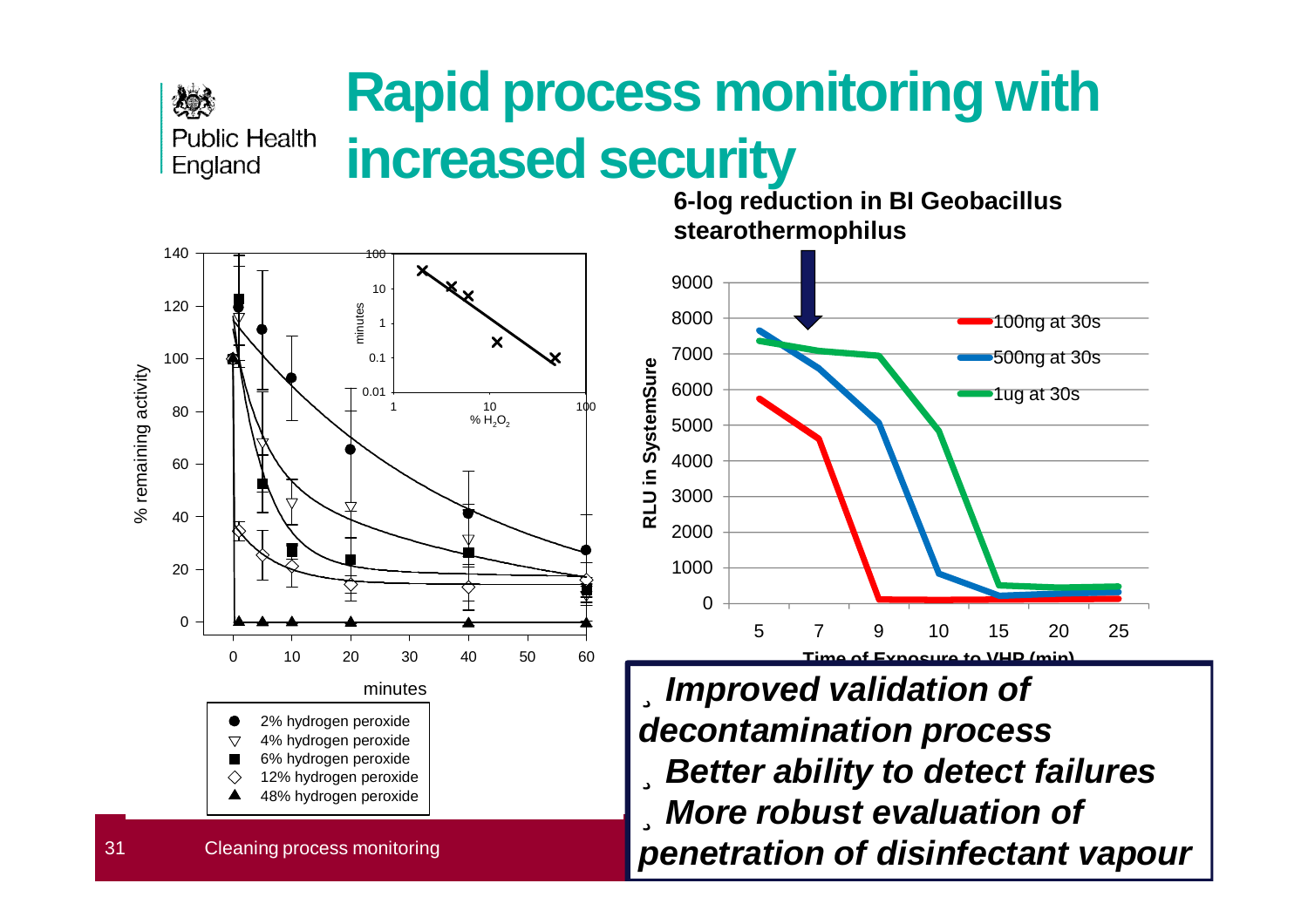# Rapid process monitoring with increased security

6-log reduction in BI Geobacillus stearothermophilus

% remaining activity

minutes

- 2% hydrogen peroxide
- 4% hydrogen peroxide
- 6% hydrogen peroxide
- 12% hydrogen peroxide
- 48% hydrogen peroxide

minutes

% $H_2O_2$

RLU in SystemSure

Time of Exposure to VHP (min)

- 100ng at 30s
- 500ng at 30s
- 1ug at 30s

- *Improved validation of decontamination process*
- *Better ability to detect failures*
- *More robust evaluation of penetration of disinfectant vapour*

Cleaning process monitoring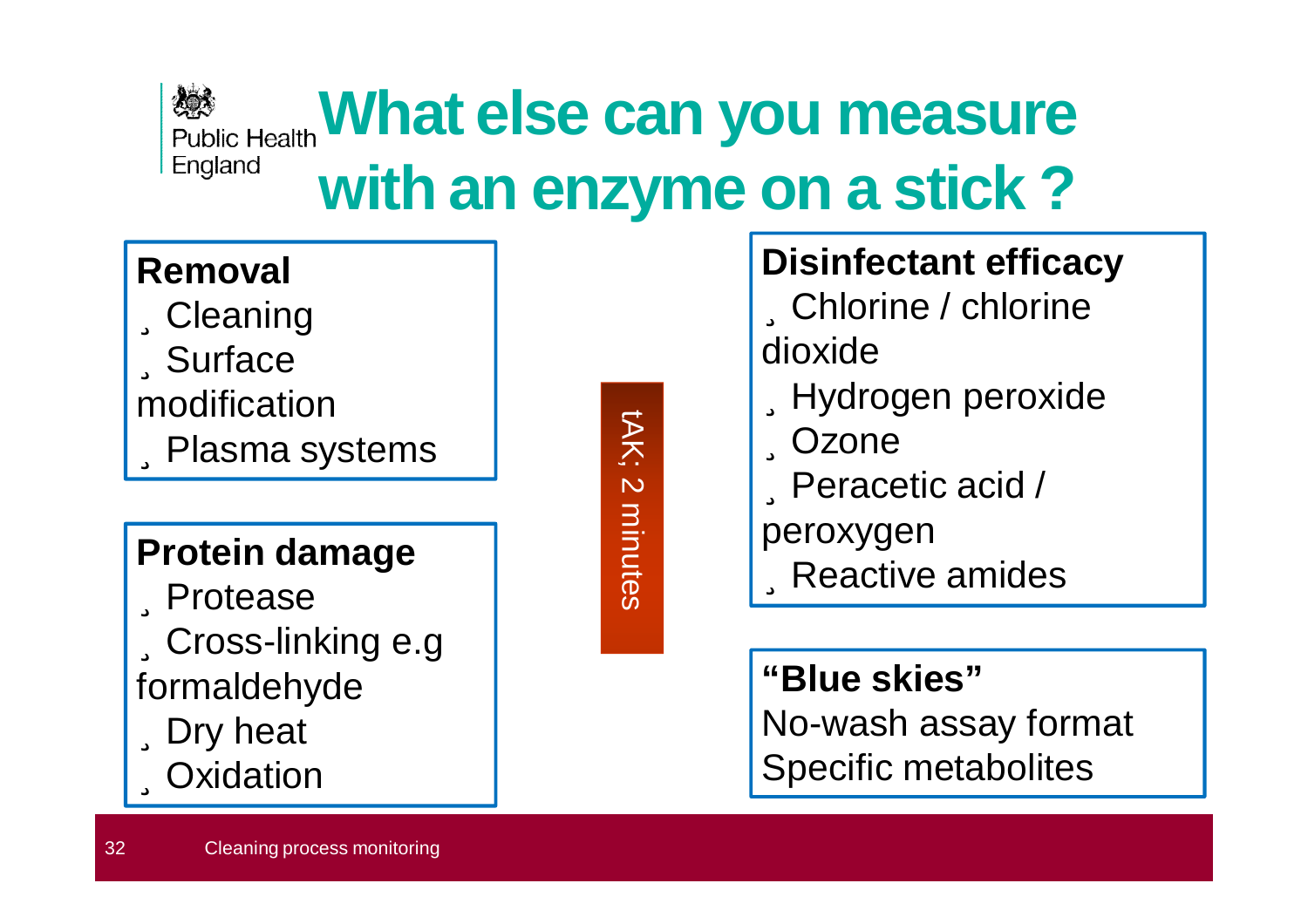# What else can you measure with an enzyme on a stick ?

**Removal**
- Cleaning
- Surface modification
- Plasma systems

**Protein damage**
- Protease
- Cross-linking e.g formaldehyde
- Dry heat
- Oxidation

tAK; 2 minutes

**Disinfectant efficacy**
- Chlorine / chlorine dioxide
- Hydrogen peroxide
- Ozone
- Peracetic acid / peroxygen
- Reactive amides

**"Blue skies"**

No-wash assay format

Specific metabolites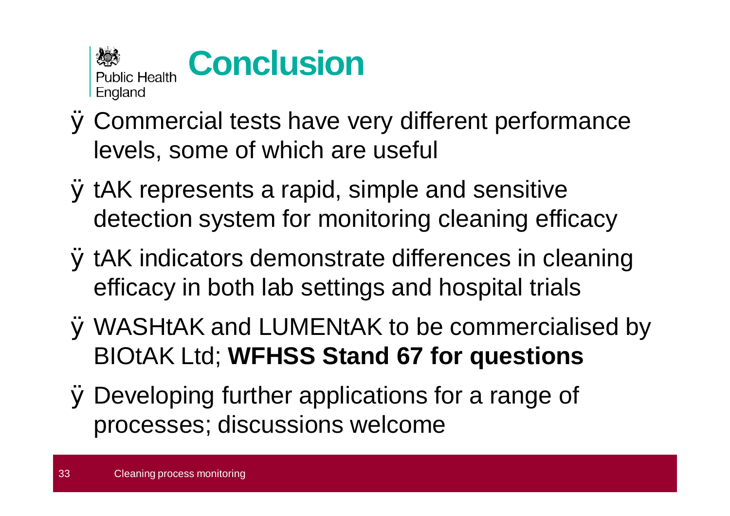# Conclusion

- Commercial tests have very different performance levels, some of which are useful
- tAK represents a rapid, simple and sensitive detection system for monitoring cleaning efficacy
- tAK indicators demonstrate differences in cleaning efficacy in both lab settings and hospital trials
- WASHtAK and LUMENtAK to be commercialised by BIOtAK Ltd; **WFHSS Stand 67 for questions**
- Developing further applications for a range of processes; discussions welcome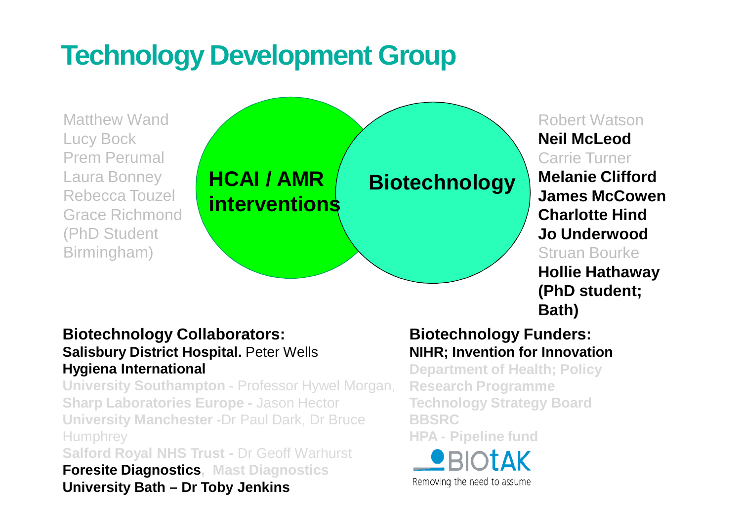# Technology Development Group

Matthew Wand
Lucy Bock
Prem Perumal
Laura Bonney
Rebecca Touzel
Grace Richmond (PhD Student Birmingham)

HCAI / AMR interventions

Biotechnology

Robert Watson
**Neil McLeod**
Carrie Turner
**Melanie Clifford**
**James McCowen**
**Charlotte Hind**
**Jo Underwood**
Struan Bourke
**Hollie Hathaway (PhD student; Bath)**

**Biotechnology Collaborators:**
**Salisbury District Hospital.** Peter Wells
**Hygiena International**
**University Southampton -** Professor Hywel Morgan,
**Sharp Laboratories Europe -** Jason Hector
**University Manchester -** Dr Paul Dark, Dr Bruce Humphrey
**Salford Royal NHS Trust -** Dr Geoff Warhurst
**Foresite Diagnostics**, **Mast Diagnostics**
**University Bath – Dr Toby Jenkins**

**Biotechnology Funders:**
**NIHR; Invention for Innovation**
**Department of Health; Policy Research Programme**
**Technology Strategy Board**
**BBSRC**
**HPA - Pipeline fund**

BIOtAK
Removing the need to assume